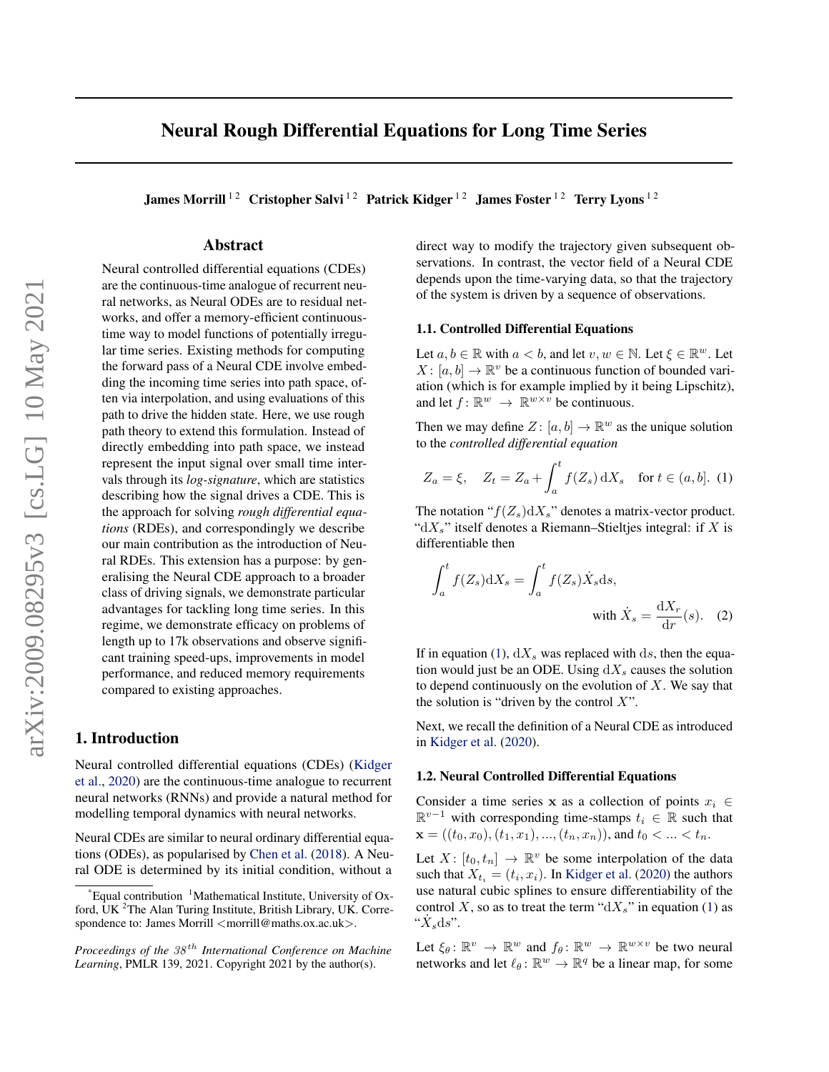# Neural Rough Differential Equations for Long Time Series

**James Morrill**[1,2] **Cristopher Salvi**[1,2] **Patrick Kidger**[1,2] **James Foster**[1,2] **Terry Lyons**[1,2]

## Abstract

Neural controlled differential equations (CDEs) are the continuous-time analogue of recurrent neural networks, as Neural ODEs are to residual networks, and offer a memory-efficient continuous-time way to model functions of potentially irregular time series. Existing methods for computing the forward pass of a Neural CDE involve embedding the incoming time series into path space, often via interpolation, and using evaluations of this path to drive the hidden state. Here, we use rough path theory to extend this formulation. Instead of directly embedding into path space, we instead represent the input signal over small time intervals through its *log-signature*, which are statistics describing how the signal drives a CDE. This is the approach for solving *rough differential equations* (RDEs), and correspondingly we describe our main contribution as the introduction of Neural RDEs. This extension has a purpose: by generalising the Neural CDE approach to a broader class of driving signals, we demonstrate particular advantages for tackling long time series. In this regime, we demonstrate efficacy on problems of length up to 17k observations and observe significant training speed-ups, improvements in model performance, and reduced memory requirements compared to existing approaches.

## 1. Introduction

Neural controlled differential equations (CDEs) (Kidger et al., 2020) are the continuous-time analogue to recurrent neural networks (RNNs) and provide a natural method for modelling temporal dynamics with neural networks.

Neural CDEs are similar to neural ordinary differential equations (ODEs), as popularised by Chen et al. (2018). A Neural ODE is determined by its initial condition, without a direct way to modify the trajectory given subsequent observations. In contrast, the vector field of a Neural CDE depends upon the time-varying data, so that the trajectory of the system is driven by a sequence of observations.

### 1.1. Controlled Differential Equations

Let $a, b \in \mathbb{R}$ with $a < b$, and let $v, w \in \mathbb{N}$. Let $\xi \in \mathbb{R}^w$. Let $X \colon [a, b] \to \mathbb{R}^v$ be a continuous function of bounded variation (which is for example implied by it being Lipschitz), and let $f \colon \mathbb{R}^w \to \mathbb{R}^{w \times v}$ be continuous.

Then we may define $Z \colon [a, b] \to \mathbb{R}^w$ as the unique solution to the *controlled differential equation*

$$Z_a = \xi, \quad Z_t = Z_a + \int_a^t f(Z_s)\, \mathrm{d}X_s \quad \text{for } t \in (a, b]. \quad (1)$$

The notation "$f(Z_s)\mathrm{d}X_s$" denotes a matrix-vector product. "$\mathrm{d}X_s$" itself denotes a Riemann–Stieltjes integral: if $X$ is differentiable then

$$\int_a^t f(Z_s)\mathrm{d}X_s = \int_a^t f(Z_s)\dot{X}_s \mathrm{d}s, \quad \text{with } \dot{X}_s = \frac{\mathrm{d}X_r}{\mathrm{d}r}(s). \quad (2)$$

If in equation (1), $\mathrm{d}X_s$ was replaced with $\mathrm{d}s$, then the equation would just be an ODE. Using $\mathrm{d}X_s$ causes the solution to depend continuously on the evolution of $X$. We say that the solution is "driven by the control $X$".

Next, we recall the definition of a Neural CDE as introduced in Kidger et al. (2020).

### 1.2. Neural Controlled Differential Equations

Consider a time series $\mathbf{x}$ as a collection of points $x_i \in \mathbb{R}^{v-1}$ with corresponding time-stamps $t_i \in \mathbb{R}$ such that $\mathbf{x} = ((t_0, x_0), (t_1, x_1), ..., (t_n, x_n))$, and $t_0 < ... < t_n$.

Let $X \colon [t_0, t_n] \to \mathbb{R}^v$ be some interpolation of the data such that $X_{t_i} = (t_i, x_i)$. In Kidger et al. (2020) the authors use natural cubic splines to ensure differentiability of the control $X$, so as to treat the term "$\mathrm{d}X_s$" in equation (1) as "$\dot{X}_s \mathrm{d}s$".

Let $\xi_\theta \colon \mathbb{R}^v \to \mathbb{R}^w$ and $f_\theta \colon \mathbb{R}^w \to \mathbb{R}^{w \times v}$ be two neural networks and let $\ell_\theta \colon \mathbb{R}^w \to \mathbb{R}^q$ be a linear map, for some

---

*Equal contribution [1]Mathematical Institute, University of Oxford, UK [2]The Alan Turing Institute, British Library, UK. Correspondence to: James Morrill <morrill@maths.ox.ac.uk>.

*Proceedings of the 38th International Conference on Machine Learning*, PMLR 139, 2021. Copyright 2021 by the author(s).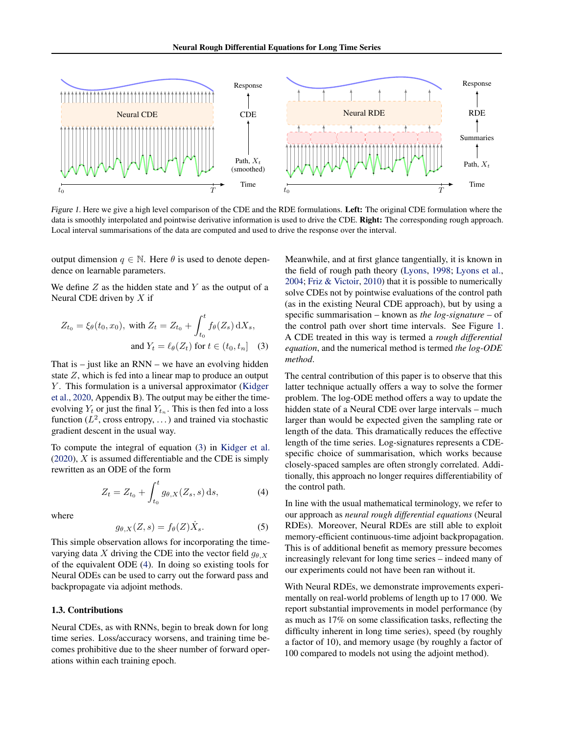*Figure 1.* Here we give a high level comparison of the CDE and the RDE formulations. **Left:** The original CDE formulation where the data is smoothly interpolated and pointwise derivative information is used to drive the CDE. **Right:** The corresponding rough approach. Local interval summarisations of the data are computed and used to drive the response over the interval.

output dimension $q \in \mathbb{N}$. Here $\theta$ is used to denote dependence on learnable parameters.

We define $Z$ as the hidden state and $Y$ as the output of a Neural CDE driven by $X$ if

$$Z_{t_0} = \xi_\theta(t_0, x_0), \text{ with } Z_t = Z_{t_0} + \int_{t_0}^{t} f_\theta(Z_s) \, \mathrm{d}X_s,$$
$$\text{and } Y_t = \ell_\theta(Z_t) \text{ for } t \in (t_0, t_n] \quad (3)$$

That is – just like an RNN – we have an evolving hidden state $Z$, which is fed into a linear map to produce an output $Y$. This formulation is a universal approximator (Kidger et al., 2020, Appendix B). The output may be either the time-evolving $Y_t$ or just the final $Y_{t_n}$. This is then fed into a loss function ($L^2$, cross entropy, ...) and trained via stochastic gradient descent in the usual way.

To compute the integral of equation (3) in Kidger et al. (2020), $X$ is assumed differentiable and the CDE is simply rewritten as an ODE of the form

$$Z_t = Z_{t_0} + \int_{t_0}^{t} g_{\theta,X}(Z_s, s) \, \mathrm{d}s, \quad (4)$$

where

$$g_{\theta,X}(Z, s) = f_\theta(Z)\dot{X}_s. \quad (5)$$

This simple observation allows for incorporating the time-varying data $X$ driving the CDE into the vector field $g_{\theta,X}$ of the equivalent ODE (4). In doing so existing tools for Neural ODEs can be used to carry out the forward pass and backpropagate via adjoint methods.

### 1.3. Contributions

Neural CDEs, as with RNNs, begin to break down for long time series. Loss/accuracy worsens, and training time becomes prohibitive due to the sheer number of forward operations within each training epoch.

Meanwhile, and at first glance tangentially, it is known in the field of rough path theory (Lyons, 1998; Lyons et al., 2004; Friz & Victoir, 2010) that it is possible to numerically solve CDEs not by pointwise evaluations of the control path (as in the existing Neural CDE approach), but by using a specific summarisation – known as *the log-signature* – of the control path over short time intervals. See Figure 1. A CDE treated in this way is termed a *rough differential equation*, and the numerical method is termed *the log-ODE method*.

The central contribution of this paper is to observe that this latter technique actually offers a way to solve the former problem. The log-ODE method offers a way to update the hidden state of a Neural CDE over large intervals – much larger than would be expected given the sampling rate or length of the data. This dramatically reduces the effective length of the time series. Log-signatures represents a CDE-specific choice of summarisation, which works because closely-spaced samples are often strongly correlated. Additionally, this approach no longer requires differentiability of the control path.

In line with the usual mathematical terminology, we refer to our approach as *neural rough differential equations* (Neural RDEs). Moreover, Neural RDEs are still able to exploit memory-efficient continuous-time adjoint backpropagation. This is of additional benefit as memory pressure becomes increasingly relevant for long time series – indeed many of our experiments could not have been ran without it.

With Neural RDEs, we demonstrate improvements experimentally on real-world problems of length up to 17 000. We report substantial improvements in model performance (by as much as 17% on some classification tasks, reflecting the difficulty inherent in long time series), speed (by roughly a factor of 10), and memory usage (by roughly a factor of 100 compared to models not using the adjoint method).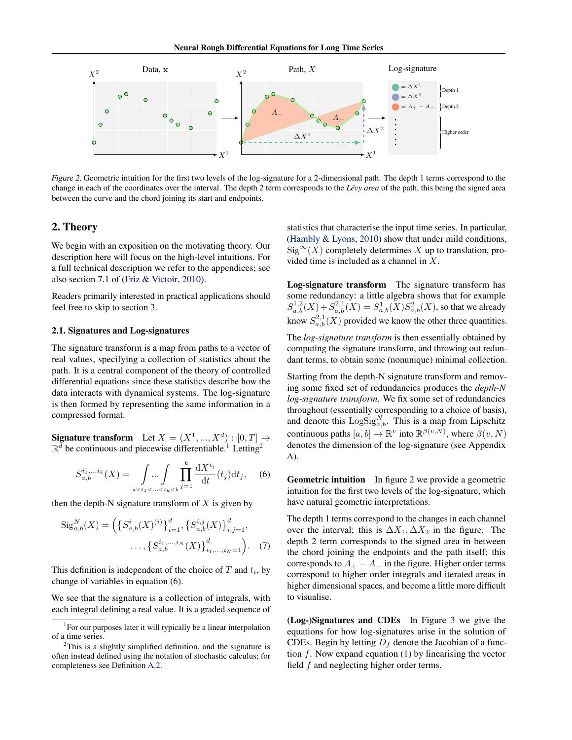Figure 2. Geometric intuition for the first two levels of the log-signature for a 2-dimensional path. The depth 1 terms correspond to the change in each of the coordinates over the interval. The depth 2 term corresponds to the *Lévy area* of the path, this being the signed area between the curve and the chord joining its start and endpoints.

## 2. Theory

We begin with an exposition on the motivating theory. Our description here will focus on the high-level intuitions. For a full technical description we refer to the appendices; see also section 7.1 of (Friz & Victoir, 2010).

Readers primarily interested in practical applications should feel free to skip to section 3.

### 2.1. Signatures and Log-signatures

The signature transform is a map from paths to a vector of real values, specifying a collection of statistics about the path. It is a central component of the theory of controlled differential equations since these statistics describe how the data interacts with dynamical systems. The log-signature is then formed by representing the same information in a compressed format.

**Signature transform** Let $X = (X^1, ..., X^d) : [0, T] \to \mathbb{R}^d$ be continuous and piecewise differentiable.[1] Letting[2]

$$S_{a,b}^{i_1,\ldots,i_k}(X) = \int \cdots \int_{a<t_1<\ldots<t_k<b} \prod_{j=1}^{k} \frac{\mathrm{d}X^{i_j}}{\mathrm{d}t}(t_j)\mathrm{d}t_j, \qquad (6)$$

then the depth-N signature transform of $X$ is given by

$$\mathrm{Sig}_{a,b}^{N}(X) = \Big(\big\{S_{a,b}^{i}(X)^{(i)}\big\}_{i=1}^{d}, \big\{S_{a,b}^{i,j}(X)\big\}_{i,j=1}^{d}, \ldots, \big\{S_{a,b}^{i_1,\ldots,i_N}(X)\big\}_{i_1,\ldots,i_N=1}^{d}\Big). \qquad (7)$$

This definition is independent of the choice of $T$ and $t_i$, by change of variables in equation (6).

We see that the signature is a collection of integrals, with each integral defining a real value. It is a graded sequence of statistics that characterise the input time series. In particular, (Hambly & Lyons, 2010) show that under mild conditions, $\mathrm{Sig}^{\infty}(X)$ completely determines $X$ up to translation, provided time is included as a channel in $X$.

**Log-signature transform** The signature transform has some redundancy: a little algebra shows that for example $S_{a,b}^{1,2}(X) + S_{a,b}^{2,1}(X) = S_{a,b}^{1}(X)S_{a,b}^{2}(X)$, so that we already know $S_{a,b}^{2,1}(X)$ provided we know the other three quantities.

The *log-signature transform* is then essentially obtained by computing the signature transform, and throwing out redundant terms, to obtain some (nonunique) minimal collection.

Starting from the depth-N signature transform and removing some fixed set of redundancies produces the *depth-N log-signature transform*. We fix some set of redundancies throughout (essentially corresponding to a choice of basis), and denote this $\mathrm{LogSig}_{a,b}^{N}$. This is a map from Lipschitz continuous paths $[a, b] \to \mathbb{R}^v$ into $\mathbb{R}^{\beta(v,N)}$, where $\beta(v, N)$ denotes the dimension of the log-signature (see Appendix A).

**Geometric intuition** In figure 2 we provide a geometric intuition for the first two levels of the log-signature, which have natural geometric interpretations.

The depth 1 terms correspond to the changes in each channel over the interval; this is $\Delta X_1, \Delta X_2$ in the figure. The depth 2 term corresponds to the signed area in between the chord joining the endpoints and the path itself; this corresponds to $A_+ - A_-$ in the figure. Higher order terms correspond to higher order integrals and iterated areas in higher dimensional spaces, and become a little more difficult to visualise.

**(Log-)Signatures and CDEs** In Figure 3 we give the equations for how log-signatures arise in the solution of CDEs. Begin by letting $D_f$ denote the Jacobian of a function $f$. Now expand equation (1) by linearising the vector field $f$ and neglecting higher order terms.

[1] For our purposes later it will typically be a linear interpolation of a time series.

[2] This is a slightly simplified definition, and the signature is often instead defined using the notation of stochastic calculus; for completeness see Definition A.2.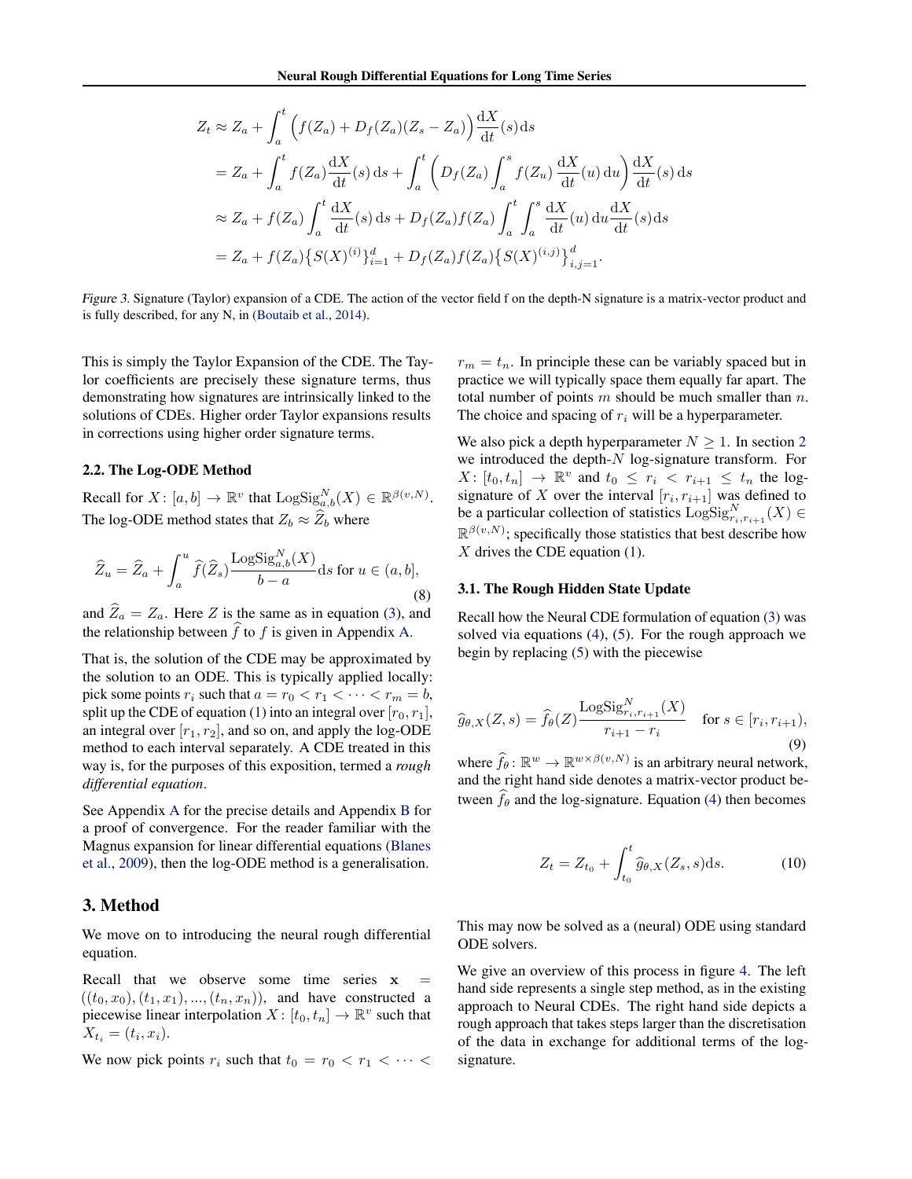$$
\begin{aligned}
Z_t &\approx Z_a + \int_a^t \Big(f(Z_a) + D_f(Z_a)(Z_s - Z_a)\Big)\frac{\mathrm{d}X}{\mathrm{d}t}(s)\mathrm{d}s \\
&= Z_a + \int_a^t f(Z_a)\frac{\mathrm{d}X}{\mathrm{d}t}(s)\,\mathrm{d}s + \int_a^t \left(D_f(Z_a)\int_a^s f(Z_u)\,\frac{\mathrm{d}X}{\mathrm{d}t}(u)\,\mathrm{d}u\right)\frac{\mathrm{d}X}{\mathrm{d}t}(s)\,\mathrm{d}s \\
&\approx Z_a + f(Z_a)\int_a^t \frac{\mathrm{d}X}{\mathrm{d}t}(s)\,\mathrm{d}s + D_f(Z_a)f(Z_a)\int_a^t\int_a^s \frac{\mathrm{d}X}{\mathrm{d}t}(u)\,\mathrm{d}u\frac{\mathrm{d}X}{\mathrm{d}t}(s)\mathrm{d}s \\
&= Z_a + f(Z_a)\big\{S(X)^{(i)}\big\}_{i=1}^d + D_f(Z_a)f(Z_a)\big\{S(X)^{(i,j)}\big\}_{i,j=1}^d.
\end{aligned}
$$

*Figure 3.* Signature (Taylor) expansion of a CDE. The action of the vector field f on the depth-N signature is a matrix-vector product and is fully described, for any N, in (Boutaib et al., 2014).

This is simply the Taylor Expansion of the CDE. The Taylor coefficients are precisely these signature terms, thus demonstrating how signatures are intrinsically linked to the solutions of CDEs. Higher order Taylor expansions results in corrections using higher order signature terms.

### 2.2. The Log-ODE Method

Recall for $X\colon [a,b] \to \mathbb{R}^v$ that $\mathrm{LogSig}^N_{a,b}(X) \in \mathbb{R}^{\beta(v,N)}$. The log-ODE method states that $Z_b \approx \widehat{Z}_b$ where

$$
\widehat{Z}_u = \widehat{Z}_a + \int_a^u \widehat{f}(\widehat{Z}_s)\frac{\mathrm{LogSig}^N_{a,b}(X)}{b-a}\mathrm{d}s \text{ for } u \in (a,b], \tag{8}
$$

and $\widehat{Z}_a = Z_a$. Here $Z$ is the same as in equation (3), and the relationship between $\widehat{f}$ to $f$ is given in Appendix A.

That is, the solution of the CDE may be approximated by the solution to an ODE. This is typically applied locally: pick some points $r_i$ such that $a = r_0 < r_1 < \cdots < r_m = b$, split up the CDE of equation (1) into an integral over $[r_0, r_1]$, an integral over $[r_1, r_2]$, and so on, and apply the log-ODE method to each interval separately. A CDE treated in this way is, for the purposes of this exposition, termed a *rough differential equation*.

See Appendix A for the precise details and Appendix B for a proof of convergence. For the reader familiar with the Magnus expansion for linear differential equations (Blanes et al., 2009), then the log-ODE method is a generalisation.

## 3. Method

We move on to introducing the neural rough differential equation.

Recall that we observe some time series $\mathbf{x} = ((t_0, x_0), (t_1, x_1), ..., (t_n, x_n))$, and have constructed a piecewise linear interpolation $X\colon [t_0, t_n] \to \mathbb{R}^v$ such that $X_{t_i} = (t_i, x_i)$.

We now pick points $r_i$ such that $t_0 = r_0 < r_1 < \cdots < r_m = t_n$. In principle these can be variably spaced but in practice we will typically space them equally far apart. The total number of points $m$ should be much smaller than $n$. The choice and spacing of $r_i$ will be a hyperparameter.

We also pick a depth hyperparameter $N \geq 1$. In section 2 we introduced the depth-$N$ log-signature transform. For $X\colon [t_0, t_n] \to \mathbb{R}^v$ and $t_0 \leq r_i < r_{i+1} \leq t_n$ the log-signature of $X$ over the interval $[r_i, r_{i+1}]$ was defined to be a particular collection of statistics $\mathrm{LogSig}^N_{r_i, r_{i+1}}(X) \in \mathbb{R}^{\beta(v,N)}$; specifically those statistics that best describe how $X$ drives the CDE equation (1).

### 3.1. The Rough Hidden State Update

Recall how the Neural CDE formulation of equation (3) was solved via equations (4), (5). For the rough approach we begin by replacing (5) with the piecewise

$$
\widehat{g}_{\theta,X}(Z,s) = \widehat{f}_\theta(Z)\frac{\mathrm{LogSig}^N_{r_i,r_{i+1}}(X)}{r_{i+1}-r_i} \quad \text{for } s \in [r_i, r_{i+1}), \tag{9}
$$

where $\widehat{f}_\theta\colon \mathbb{R}^w \to \mathbb{R}^{w\times\beta(v,N)}$ is an arbitrary neural network, and the right hand side denotes a matrix-vector product between $\widehat{f}_\theta$ and the log-signature. Equation (4) then becomes

$$
Z_t = Z_{t_0} + \int_{t_0}^t \widehat{g}_{\theta,X}(Z_s, s)\mathrm{d}s. \tag{10}
$$

This may now be solved as a (neural) ODE using standard ODE solvers.

We give an overview of this process in figure 4. The left hand side represents a single step method, as in the existing approach to Neural CDEs. The right hand side depicts a rough approach that takes steps larger than the discretisation of the data in exchange for additional terms of the log-signature.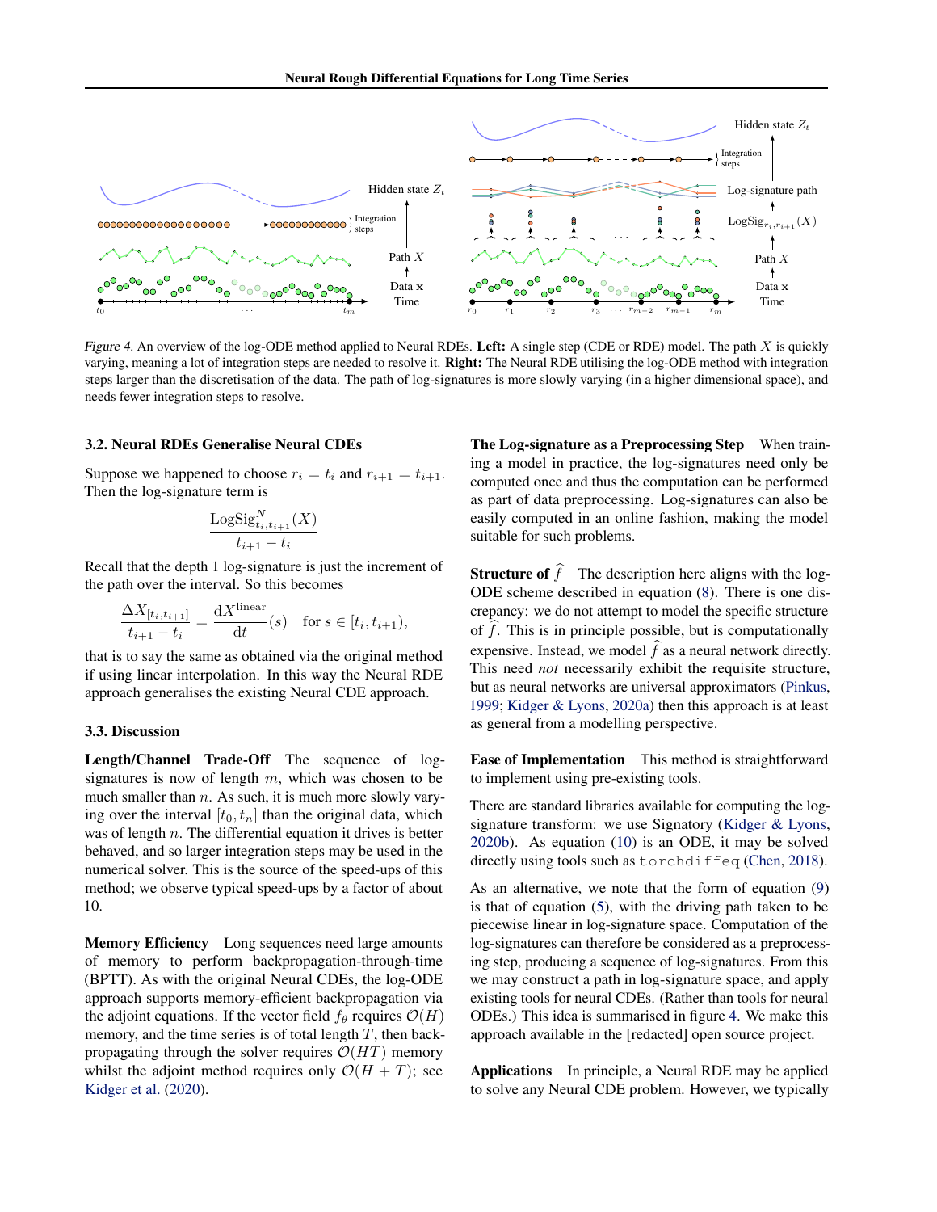Figure 4. An overview of the log-ODE method applied to Neural RDEs. **Left:** A single step (CDE or RDE) model. The path $X$ is quickly varying, meaning a lot of integration steps are needed to resolve it. **Right:** The Neural RDE utilising the log-ODE method with integration steps larger than the discretisation of the data. The path of log-signatures is more slowly varying (in a higher dimensional space), and needs fewer integration steps to resolve.

### 3.2. Neural RDEs Generalise Neural CDEs

Suppose we happened to choose $r_i = t_i$ and $r_{i+1} = t_{i+1}$. Then the log-signature term is

$$\frac{\mathrm{LogSig}^N_{t_i, t_{i+1}}(X)}{t_{i+1} - t_i}$$

Recall that the depth 1 log-signature is just the increment of the path over the interval. So this becomes

$$\frac{\Delta X_{[t_i, t_{i+1}]}}{t_{i+1} - t_i} = \frac{\mathrm{d}X^{\text{linear}}}{\mathrm{d}t}(s) \quad \text{for } s \in [t_i, t_{i+1}),$$

that is to say the same as obtained via the original method if using linear interpolation. In this way the Neural RDE approach generalises the existing Neural CDE approach.

### 3.3. Discussion

**Length/Channel Trade-Off** The sequence of log-signatures is now of length $m$, which was chosen to be much smaller than $n$. As such, it is much more slowly varying over the interval $[t_0, t_n]$ than the original data, which was of length $n$. The differential equation it drives is better behaved, and so larger integration steps may be used in the numerical solver. This is the source of the speed-ups of this method; we observe typical speed-ups by a factor of about 10.

**Memory Efficiency** Long sequences need large amounts of memory to perform backpropagation-through-time (BPTT). As with the original Neural CDEs, the log-ODE approach supports memory-efficient backpropagation via the adjoint equations. If the vector field $f_\theta$ requires $\mathcal{O}(H)$ memory, and the time series is of total length $T$, then backpropagating through the solver requires $\mathcal{O}(HT)$ memory whilst the adjoint method requires only $\mathcal{O}(H + T)$; see Kidger et al. (2020).

**The Log-signature as a Preprocessing Step** When training a model in practice, the log-signatures need only be computed once and thus the computation can be performed as part of data preprocessing. Log-signatures can also be easily computed in an online fashion, making the model suitable for such problems.

**Structure of $\widehat{f}$** The description here aligns with the log-ODE scheme described in equation (8). There is one discrepancy: we do not attempt to model the specific structure of $\widehat{f}$. This is in principle possible, but is computationally expensive. Instead, we model $\widehat{f}$ as a neural network directly. This need *not* necessarily exhibit the requisite structure, but as neural networks are universal approximators (Pinkus, 1999; Kidger & Lyons, 2020a) then this approach is at least as general from a modelling perspective.

**Ease of Implementation** This method is straightforward to implement using pre-existing tools.

There are standard libraries available for computing the log-signature transform: we use Signatory (Kidger & Lyons, 2020b). As equation (10) is an ODE, it may be solved directly using tools such as `torchdiffeq` (Chen, 2018).

As an alternative, we note that the form of equation (9) is that of equation (5), with the driving path taken to be piecewise linear in log-signature space. Computation of the log-signatures can therefore be considered as a preprocessing step, producing a sequence of log-signatures. From this we may construct a path in log-signature space, and apply existing tools for neural CDEs. (Rather than tools for neural ODEs.) This idea is summarised in figure 4. We make this approach available in the [redacted] open source project.

**Applications** In principle, a Neural RDE may be applied to solve any Neural CDE problem. However, we typically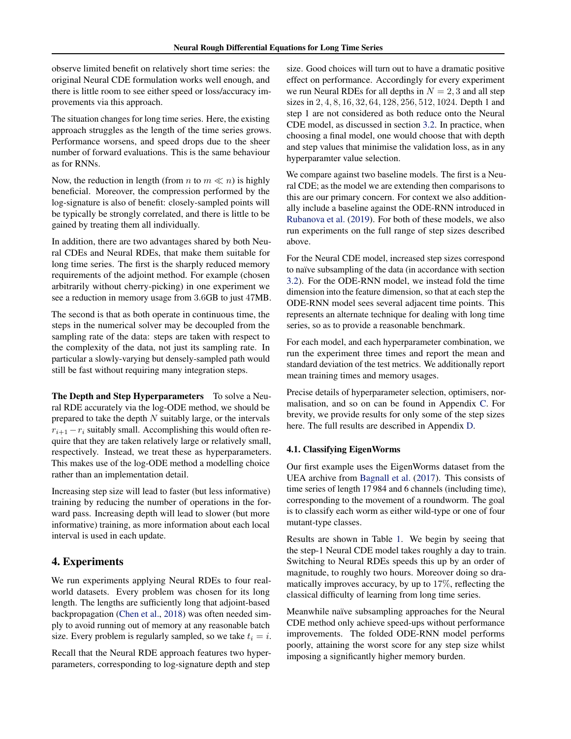observe limited benefit on relatively short time series: the original Neural CDE formulation works well enough, and there is little room to see either speed or loss/accuracy improvements via this approach.

The situation changes for long time series. Here, the existing approach struggles as the length of the time series grows. Performance worsens, and speed drops due to the sheer number of forward evaluations. This is the same behaviour as for RNNs.

Now, the reduction in length (from $n$ to $m \ll n$) is highly beneficial. Moreover, the compression performed by the log-signature is also of benefit: closely-sampled points will be typically be strongly correlated, and there is little to be gained by treating them all individually.

In addition, there are two advantages shared by both Neural CDEs and Neural RDEs, that make them suitable for long time series. The first is the sharply reduced memory requirements of the adjoint method. For example (chosen arbitrarily without cherry-picking) in one experiment we see a reduction in memory usage from 3.6GB to just 47MB.

The second is that as both operate in continuous time, the steps in the numerical solver may be decoupled from the sampling rate of the data: steps are taken with respect to the complexity of the data, not just its sampling rate. In particular a slowly-varying but densely-sampled path would still be fast without requiring many integration steps.

**The Depth and Step Hyperparameters** To solve a Neural RDE accurately via the log-ODE method, we should be prepared to take the depth $N$ suitably large, or the intervals $r_{i+1} - r_i$ suitably small. Accomplishing this would often require that they are taken relatively large or relatively small, respectively. Instead, we treat these as hyperparameters. This makes use of the log-ODE method a modelling choice rather than an implementation detail.

Increasing step size will lead to faster (but less informative) training by reducing the number of operations in the forward pass. Increasing depth will lead to slower (but more informative) training, as more information about each local interval is used in each update.

## 4. Experiments

We run experiments applying Neural RDEs to four real-world datasets. Every problem was chosen for its long length. The lengths are sufficiently long that adjoint-based backpropagation (Chen et al., 2018) was often needed simply to avoid running out of memory at any reasonable batch size. Every problem is regularly sampled, so we take $t_i = i$.

Recall that the Neural RDE approach features two hyperparameters, corresponding to log-signature depth and step size. Good choices will turn out to have a dramatic positive effect on performance. Accordingly for every experiment we run Neural RDEs for all depths in $N = 2, 3$ and all step sizes in $2, 4, 8, 16, 32, 64, 128, 256, 512, 1024$. Depth 1 and step 1 are not considered as both reduce onto the Neural CDE model, as discussed in section 3.2. In practice, when choosing a final model, one would choose that with depth and step values that minimise the validation loss, as in any hyperparamter value selection.

We compare against two baseline models. The first is a Neural CDE; as the model we are extending then comparisons to this are our primary concern. For context we also additionally include a baseline against the ODE-RNN introduced in Rubanova et al. (2019). For both of these models, we also run experiments on the full range of step sizes described above.

For the Neural CDE model, increased step sizes correspond to naïve subsampling of the data (in accordance with section 3.2). For the ODE-RNN model, we instead fold the time dimension into the feature dimension, so that at each step the ODE-RNN model sees several adjacent time points. This represents an alternate technique for dealing with long time series, so as to provide a reasonable benchmark.

For each model, and each hyperparameter combination, we run the experiment three times and report the mean and standard deviation of the test metrics. We additionally report mean training times and memory usages.

Precise details of hyperparameter selection, optimisers, normalisation, and so on can be found in Appendix C. For brevity, we provide results for only some of the step sizes here. The full results are described in Appendix D.

### 4.1. Classifying EigenWorms

Our first example uses the EigenWorms dataset from the UEA archive from Bagnall et al. (2017). This consists of time series of length 17 984 and 6 channels (including time), corresponding to the movement of a roundworm. The goal is to classify each worm as either wild-type or one of four mutant-type classes.

Results are shown in Table 1. We begin by seeing that the step-1 Neural CDE model takes roughly a day to train. Switching to Neural RDEs speeds this up by an order of magnitude, to roughly two hours. Moreover doing so dramatically improves accuracy, by up to 17%, reflecting the classical difficulty of learning from long time series.

Meanwhile naïve subsampling approaches for the Neural CDE method only achieve speed-ups without performance improvements. The folded ODE-RNN model performs poorly, attaining the worst score for any step size whilst imposing a significantly higher memory burden.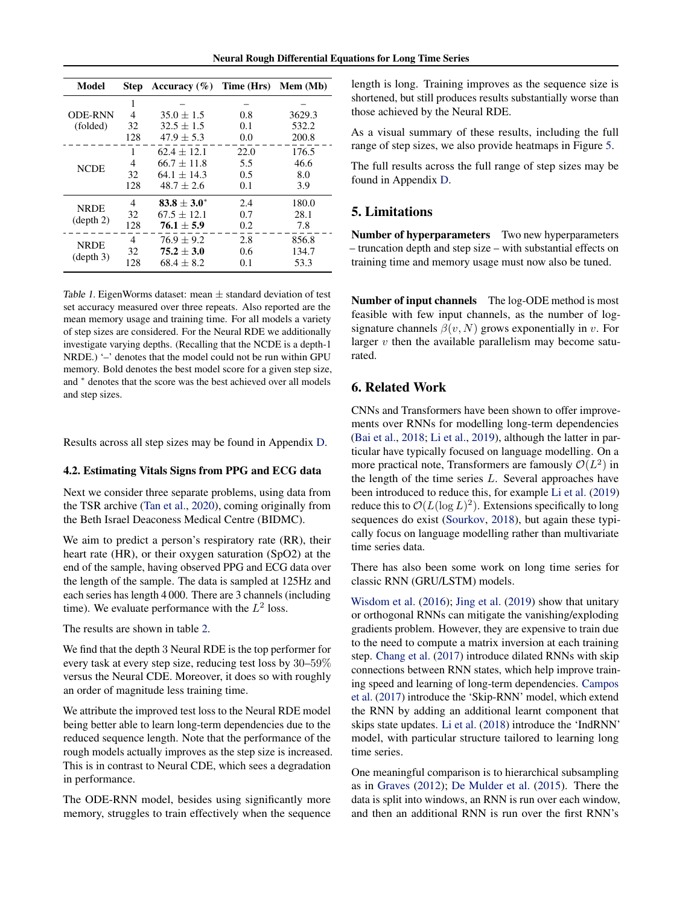| Model | Step | Accuracy (%) | Time (Hrs) | Mem (Mb) |
|---|---|---|---|---|
| ODE-RNN (folded) | 1 | – | – | – |
| | 4 | $35.0 \pm 1.5$ | 0.8 | 3629.3 |
| | 32 | $32.5 \pm 1.5$ | 0.1 | 532.2 |
| | 128 | $47.9 \pm 5.3$ | 0.0 | 200.8 |
| NCDE | 1 | $62.4 \pm 12.1$ | 22.0 | 176.5 |
| | 4 | $66.7 \pm 11.8$ | 5.5 | 46.6 |
| | 32 | $64.1 \pm 14.3$ | 0.5 | 8.0 |
| | 128 | $48.7 \pm 2.6$ | 0.1 | 3.9 |
| NRDE (depth 2) | 4 | $\mathbf{83.8 \pm 3.0}^{*}$ | 2.4 | 180.0 |
| | 32 | $67.5 \pm 12.1$ | 0.7 | 28.1 |
| | 128 | $\mathbf{76.1 \pm 5.9}$ | 0.2 | 7.8 |
| NRDE (depth 3) | 4 | $76.9 \pm 9.2$ | 2.8 | 856.8 |
| | 32 | $\mathbf{75.2 \pm 3.0}$ | 0.6 | 134.7 |
| | 128 | $68.4 \pm 8.2$ | 0.1 | 53.3 |

*Table 1.* EigenWorms dataset: mean $\pm$ standard deviation of test set accuracy measured over three repeats. Also reported are the mean memory usage and training time. For all models a variety of step sizes are considered. For the Neural RDE we additionally investigate varying depths. (Recalling that the NCDE is a depth-1 NRDE.) '–' denotes that the model could not be run within GPU memory. Bold denotes the best model score for a given step size, and $^*$ denotes that the score was the best achieved over all models and step sizes.

Results across all step sizes may be found in Appendix D.

### 4.2. Estimating Vitals Signs from PPG and ECG data

Next we consider three separate problems, using data from the TSR archive (Tan et al., 2020), coming originally from the Beth Israel Deaconess Medical Centre (BIDMC).

We aim to predict a person's respiratory rate (RR), their heart rate (HR), or their oxygen saturation (SpO2) at the end of the sample, having observed PPG and ECG data over the length of the sample. The data is sampled at 125Hz and each series has length 4 000. There are 3 channels (including time). We evaluate performance with the $L^2$ loss.

The results are shown in table 2.

We find that the depth 3 Neural RDE is the top performer for every task at every step size, reducing test loss by 30–59% versus the Neural CDE. Moreover, it does so with roughly an order of magnitude less training time.

We attribute the improved test loss to the Neural RDE model being better able to learn long-term dependencies due to the reduced sequence length. Note that the performance of the rough models actually improves as the step size is increased. This is in contrast to Neural CDE, which sees a degradation in performance.

The ODE-RNN model, besides using significantly more memory, struggles to train effectively when the sequence length is long. Training improves as the sequence size is shortened, but still produces results substantially worse than those achieved by the Neural RDE.

As a visual summary of these results, including the full range of step sizes, we also provide heatmaps in Figure 5.

The full results across the full range of step sizes may be found in Appendix D.

## 5. Limitations

**Number of hyperparameters** Two new hyperparameters – truncation depth and step size – with substantial effects on training time and memory usage must now also be tuned.

**Number of input channels** The log-ODE method is most feasible with few input channels, as the number of log-signature channels $\beta(v, N)$ grows exponentially in $v$. For larger $v$ then the available parallelism may become saturated.

## 6. Related Work

CNNs and Transformers have been shown to offer improvements over RNNs for modelling long-term dependencies (Bai et al., 2018; Li et al., 2019), although the latter in particular have typically focused on language modelling. On a more practical note, Transformers are famously $\mathcal{O}(L^2)$ in the length of the time series $L$. Several approaches have been introduced to reduce this, for example Li et al. (2019) reduce this to $\mathcal{O}(L(\log L)^2)$. Extensions specifically to long sequences do exist (Sourkov, 2018), but again these typically focus on language modelling rather than multivariate time series data.

There has also been some work on long time series for classic RNN (GRU/LSTM) models.

Wisdom et al. (2016); Jing et al. (2019) show that unitary or orthogonal RNNs can mitigate the vanishing/exploding gradients problem. However, they are expensive to train due to the need to compute a matrix inversion at each training step. Chang et al. (2017) introduce dilated RNNs with skip connections between RNN states, which help improve training speed and learning of long-term dependencies. Campos et al. (2017) introduce the 'Skip-RNN' model, which extend the RNN by adding an additional learnt component that skips state updates. Li et al. (2018) introduce the 'IndRNN' model, with particular structure tailored to learning long time series.

One meaningful comparison is to hierarchical subsampling as in Graves (2012); De Mulder et al. (2015). There the data is split into windows, an RNN is run over each window, and then an additional RNN is run over the first RNN's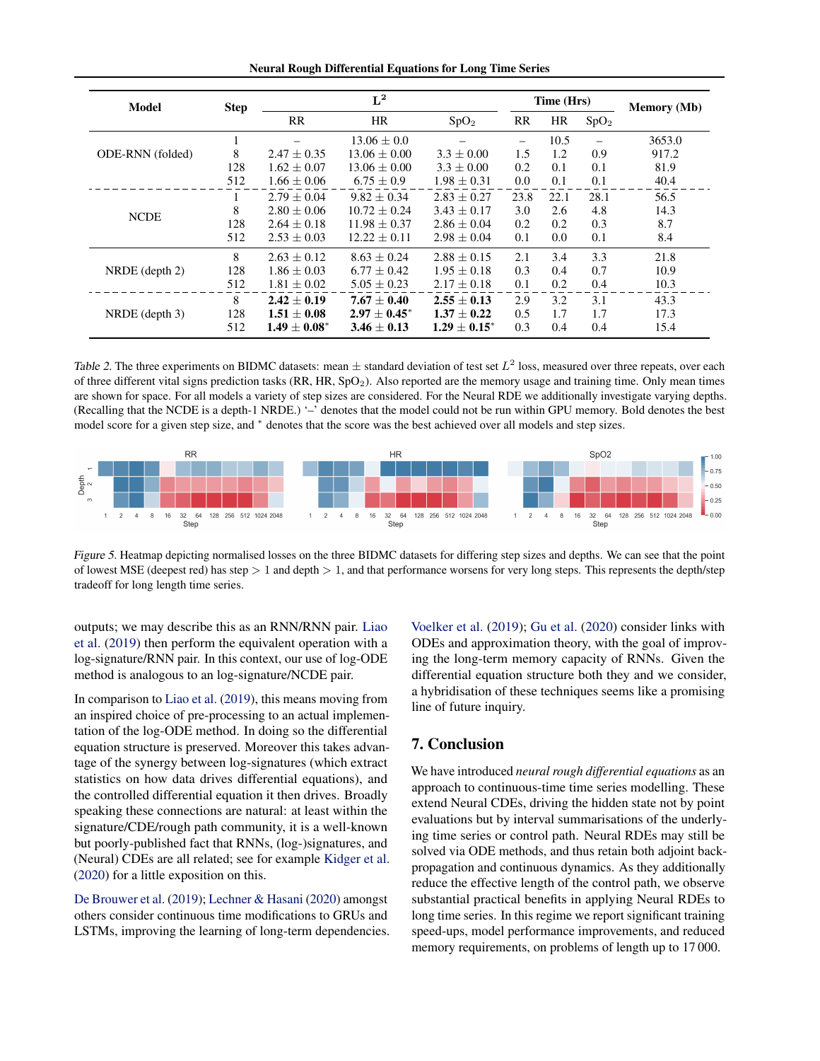| Model | Step | $L^2$ | | | Time (Hrs) | | | Memory (Mb) |
|---|---|---|---|---|---|---|---|---|
| | | RR | HR | $SpO_2$ | RR | HR | $SpO_2$ | |
| ODE-RNN (folded) | 1 | – | $13.06 \pm 0.0$ | – | – | 10.5 | – | 3653.0 |
| | 8 | $2.47 \pm 0.35$ | $13.06 \pm 0.00$ | $3.3 \pm 0.00$ | 1.5 | 1.2 | 0.9 | 917.2 |
| | 128 | $1.62 \pm 0.07$ | $13.06 \pm 0.00$ | $3.3 \pm 0.00$ | 0.2 | 0.1 | 0.1 | 81.9 |
| | 512 | $1.66 \pm 0.06$ | $6.75 \pm 0.9$ | $1.98 \pm 0.31$ | 0.0 | 0.1 | 0.1 | 40.4 |
| NCDE | 1 | $2.79 \pm 0.04$ | $9.82 \pm 0.34$ | $2.83 \pm 0.27$ | 23.8 | 22.1 | 28.1 | 56.5 |
| | 8 | $2.80 \pm 0.06$ | $10.72 \pm 0.24$ | $3.43 \pm 0.17$ | 3.0 | 2.6 | 4.8 | 14.3 |
| | 128 | $2.64 \pm 0.18$ | $11.98 \pm 0.37$ | $2.86 \pm 0.04$ | 0.2 | 0.2 | 0.3 | 8.7 |
| | 512 | $2.53 \pm 0.03$ | $12.22 \pm 0.11$ | $2.98 \pm 0.04$ | 0.1 | 0.0 | 0.1 | 8.4 |
| NRDE (depth 2) | 8 | $2.63 \pm 0.12$ | $8.63 \pm 0.24$ | $2.88 \pm 0.15$ | 2.1 | 3.4 | 3.3 | 21.8 |
| | 128 | $1.86 \pm 0.03$ | $6.77 \pm 0.42$ | $1.95 \pm 0.18$ | 0.3 | 0.4 | 0.7 | 10.9 |
| | 512 | $1.81 \pm 0.02$ | $5.05 \pm 0.23$ | $2.17 \pm 0.18$ | 0.1 | 0.2 | 0.4 | 10.3 |
| NRDE (depth 3) | 8 | $\mathbf{2.42 \pm 0.19}$ | $\mathbf{7.67 \pm 0.40}$ | $\mathbf{2.55 \pm 0.13}$ | 2.9 | 3.2 | 3.1 | 43.3 |
| | 128 | $\mathbf{1.51 \pm 0.08}$ | $\mathbf{2.97 \pm 0.45}^*$ | $\mathbf{1.37 \pm 0.22}$ | 0.5 | 1.7 | 1.7 | 17.3 |
| | 512 | $\mathbf{1.49 \pm 0.08}^*$ | $\mathbf{3.46 \pm 0.13}$ | $\mathbf{1.29 \pm 0.15}^*$ | 0.3 | 0.4 | 0.4 | 15.4 |

*Table 2.* The three experiments on BIDMC datasets: mean ± standard deviation of test set $L^2$ loss, measured over three repeats, over each of three different vital signs prediction tasks (RR, HR, $SpO_2$). Also reported are the memory usage and training time. Only mean times are shown for space. For all models a variety of step sizes are considered. For the Neural RDE we additionally investigate varying depths. (Recalling that the NCDE is a depth-1 NRDE.) '–' denotes that the model could not be run within GPU memory. Bold denotes the best model score for a given step size, and * denotes that the score was the best achieved over all models and step sizes.

*Figure 5.* Heatmap depicting normalised losses on the three BIDMC datasets for differing step sizes and depths. We can see that the point of lowest MSE (deepest red) has step $> 1$ and depth $> 1$, and that performance worsens for very long steps. This represents the depth/step tradeoff for long length time series.

outputs; we may describe this as an RNN/RNN pair. Liao et al. (2019) then perform the equivalent operation with a log-signature/RNN pair. In this context, our use of log-ODE method is analogous to an log-signature/NCDE pair.

In comparison to Liao et al. (2019), this means moving from an inspired choice of pre-processing to an actual implementation of the log-ODE method. In doing so the differential equation structure is preserved. Moreover this takes advantage of the synergy between log-signatures (which extract statistics on how data drives differential equations), and the controlled differential equation it then drives. Broadly speaking these connections are natural: at least within the signature/CDE/rough path community, it is a well-known but poorly-published fact that RNNs, (log-)signatures, and (Neural) CDEs are all related; see for example Kidger et al. (2020) for a little exposition on this.

De Brouwer et al. (2019); Lechner & Hasani (2020) amongst others consider continuous time modifications to GRUs and LSTMs, improving the learning of long-term dependencies. Voelker et al. (2019); Gu et al. (2020) consider links with ODEs and approximation theory, with the goal of improving the long-term memory capacity of RNNs. Given the differential equation structure both they and we consider, a hybridisation of these techniques seems like a promising line of future inquiry.

## 7. Conclusion

We have introduced *neural rough differential equations* as an approach to continuous-time time series modelling. These extend Neural CDEs, driving the hidden state not by point evaluations but by interval summarisations of the underlying time series or control path. Neural RDEs may still be solved via ODE methods, and thus retain both adjoint backpropagation and continuous dynamics. As they additionally reduce the effective length of the control path, we observe substantial practical benefits in applying Neural RDEs to long time series. In this regime we report significant training speed-ups, model performance improvements, and reduced memory requirements, on problems of length up to 17 000.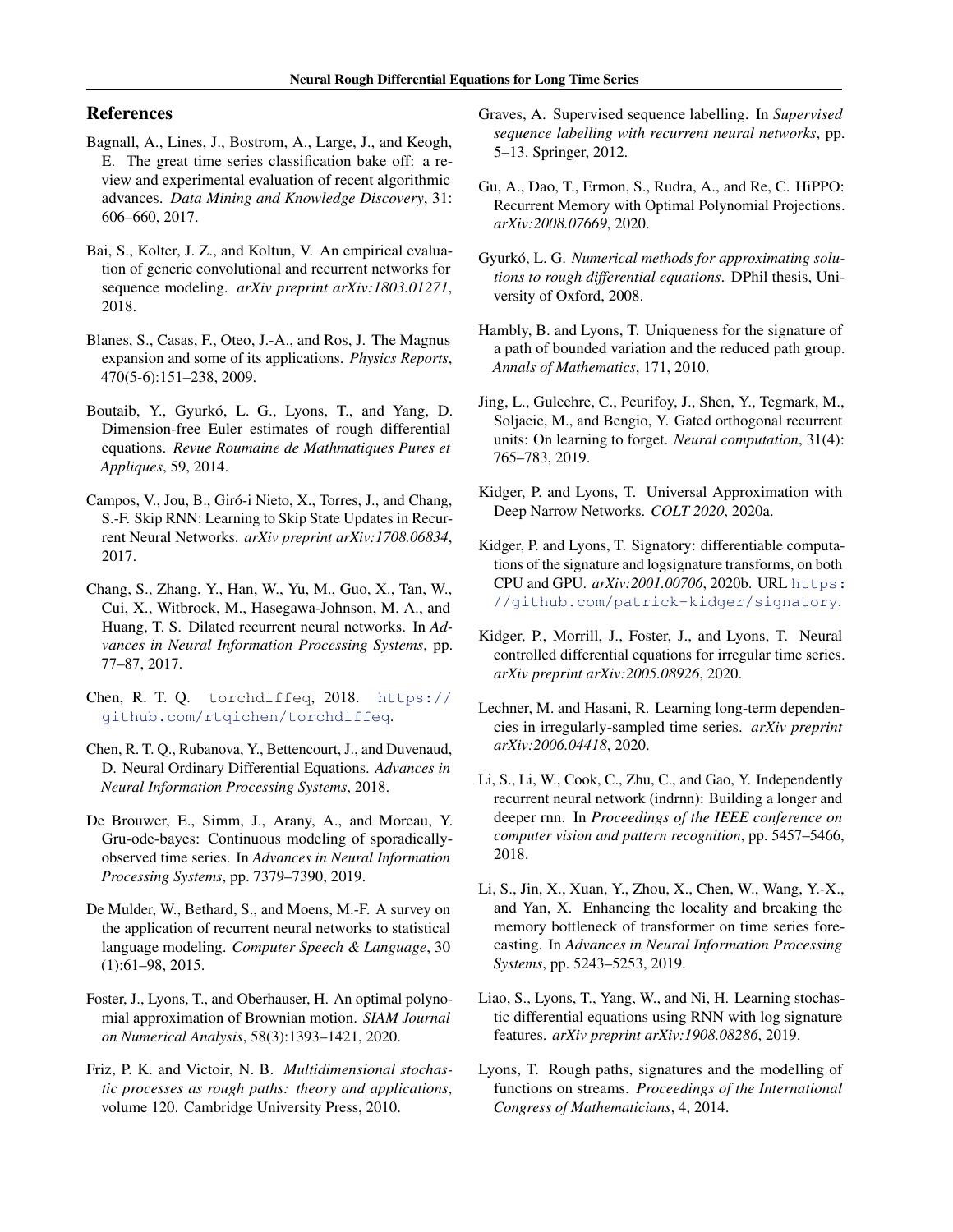## References

Bagnall, A., Lines, J., Bostrom, A., Large, J., and Keogh, E. The great time series classification bake off: a review and experimental evaluation of recent algorithmic advances. *Data Mining and Knowledge Discovery*, 31: 606–660, 2017.

Bai, S., Kolter, J. Z., and Koltun, V. An empirical evaluation of generic convolutional and recurrent networks for sequence modeling. *arXiv preprint arXiv:1803.01271*, 2018.

Blanes, S., Casas, F., Oteo, J.-A., and Ros, J. The Magnus expansion and some of its applications. *Physics Reports*, 470(5-6):151–238, 2009.

Boutaib, Y., Gyurkó, L. G., Lyons, T., and Yang, D. Dimension-free Euler estimates of rough differential equations. *Revue Roumaine de Mathmatiques Pures et Appliques*, 59, 2014.

Campos, V., Jou, B., Giró-i Nieto, X., Torres, J., and Chang, S.-F. Skip RNN: Learning to Skip State Updates in Recurrent Neural Networks. *arXiv preprint arXiv:1708.06834*, 2017.

Chang, S., Zhang, Y., Han, W., Yu, M., Guo, X., Tan, W., Cui, X., Witbrock, M., Hasegawa-Johnson, M. A., and Huang, T. S. Dilated recurrent neural networks. In *Advances in Neural Information Processing Systems*, pp. 77–87, 2017.

Chen, R. T. Q. `torchdiffeq`, 2018. https://github.com/rtqichen/torchdiffeq.

Chen, R. T. Q., Rubanova, Y., Bettencourt, J., and Duvenaud, D. Neural Ordinary Differential Equations. *Advances in Neural Information Processing Systems*, 2018.

De Brouwer, E., Simm, J., Arany, A., and Moreau, Y. Gru-ode-bayes: Continuous modeling of sporadically-observed time series. In *Advances in Neural Information Processing Systems*, pp. 7379–7390, 2019.

De Mulder, W., Bethard, S., and Moens, M.-F. A survey on the application of recurrent neural networks to statistical language modeling. *Computer Speech & Language*, 30 (1):61–98, 2015.

Foster, J., Lyons, T., and Oberhauser, H. An optimal polynomial approximation of Brownian motion. *SIAM Journal on Numerical Analysis*, 58(3):1393–1421, 2020.

Friz, P. K. and Victoir, N. B. *Multidimensional stochastic processes as rough paths: theory and applications*, volume 120. Cambridge University Press, 2010.

Graves, A. Supervised sequence labelling. In *Supervised sequence labelling with recurrent neural networks*, pp. 5–13. Springer, 2012.

Gu, A., Dao, T., Ermon, S., Rudra, A., and Re, C. HiPPO: Recurrent Memory with Optimal Polynomial Projections. *arXiv:2008.07669*, 2020.

Gyurkó, L. G. *Numerical methods for approximating solutions to rough differential equations*. DPhil thesis, University of Oxford, 2008.

Hambly, B. and Lyons, T. Uniqueness for the signature of a path of bounded variation and the reduced path group. *Annals of Mathematics*, 171, 2010.

Jing, L., Gulcehre, C., Peurifoy, J., Shen, Y., Tegmark, M., Soljacic, M., and Bengio, Y. Gated orthogonal recurrent units: On learning to forget. *Neural computation*, 31(4): 765–783, 2019.

Kidger, P. and Lyons, T. Universal Approximation with Deep Narrow Networks. *COLT 2020*, 2020a.

Kidger, P. and Lyons, T. Signatory: differentiable computations of the signature and logsignature transforms, on both CPU and GPU. *arXiv:2001.00706*, 2020b. URL https://github.com/patrick-kidger/signatory.

Kidger, P., Morrill, J., Foster, J., and Lyons, T. Neural controlled differential equations for irregular time series. *arXiv preprint arXiv:2005.08926*, 2020.

Lechner, M. and Hasani, R. Learning long-term dependencies in irregularly-sampled time series. *arXiv preprint arXiv:2006.04418*, 2020.

Li, S., Li, W., Cook, C., Zhu, C., and Gao, Y. Independently recurrent neural network (indrnn): Building a longer and deeper rnn. In *Proceedings of the IEEE conference on computer vision and pattern recognition*, pp. 5457–5466, 2018.

Li, S., Jin, X., Xuan, Y., Zhou, X., Chen, W., Wang, Y.-X., and Yan, X. Enhancing the locality and breaking the memory bottleneck of transformer on time series forecasting. In *Advances in Neural Information Processing Systems*, pp. 5243–5253, 2019.

Liao, S., Lyons, T., Yang, W., and Ni, H. Learning stochastic differential equations using RNN with log signature features. *arXiv preprint arXiv:1908.08286*, 2019.

Lyons, T. Rough paths, signatures and the modelling of functions on streams. *Proceedings of the International Congress of Mathematicians*, 4, 2014.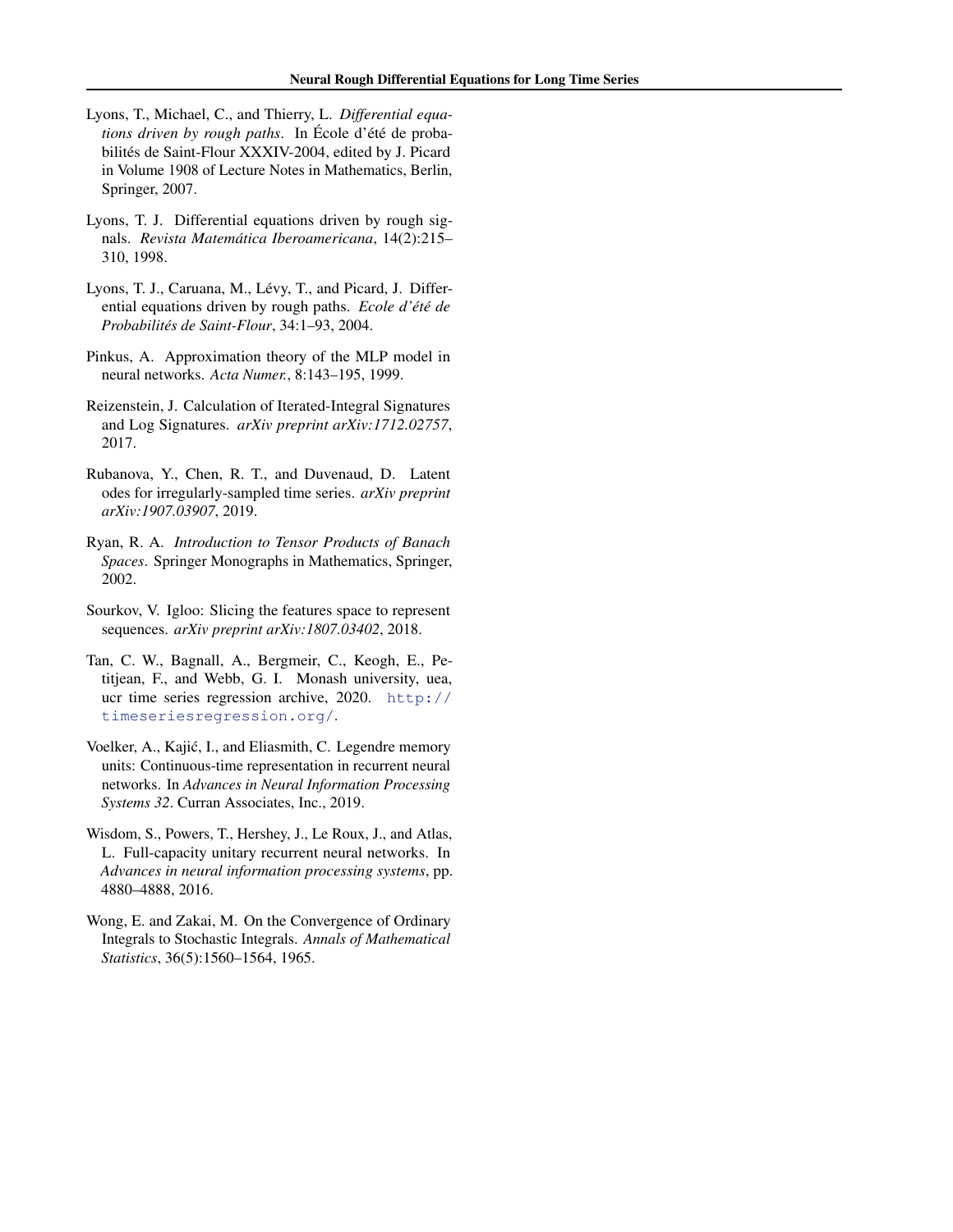Lyons, T., Michael, C., and Thierry, L. *Differential equations driven by rough paths*. In École d'été de probabilités de Saint-Flour XXXIV-2004, edited by J. Picard in Volume 1908 of Lecture Notes in Mathematics, Berlin, Springer, 2007.

Lyons, T. J. Differential equations driven by rough signals. *Revista Matemática Iberoamericana*, 14(2):215–310, 1998.

Lyons, T. J., Caruana, M., Lévy, T., and Picard, J. Differential equations driven by rough paths. *Ecole d'été de Probabilités de Saint-Flour*, 34:1–93, 2004.

Pinkus, A. Approximation theory of the MLP model in neural networks. *Acta Numer.*, 8:143–195, 1999.

Reizenstein, J. Calculation of Iterated-Integral Signatures and Log Signatures. *arXiv preprint arXiv:1712.02757*, 2017.

Rubanova, Y., Chen, R. T., and Duvenaud, D. Latent odes for irregularly-sampled time series. *arXiv preprint arXiv:1907.03907*, 2019.

Ryan, R. A. *Introduction to Tensor Products of Banach Spaces*. Springer Monographs in Mathematics, Springer, 2002.

Sourkov, V. Igloo: Slicing the features space to represent sequences. *arXiv preprint arXiv:1807.03402*, 2018.

Tan, C. W., Bagnall, A., Bergmeir, C., Keogh, E., Petitjean, F., and Webb, G. I. Monash university, uea, ucr time series regression archive, 2020. http://timeseriesregression.org/.

Voelker, A., Kajić, I., and Eliasmith, C. Legendre memory units: Continuous-time representation in recurrent neural networks. In *Advances in Neural Information Processing Systems 32*. Curran Associates, Inc., 2019.

Wisdom, S., Powers, T., Hershey, J., Le Roux, J., and Atlas, L. Full-capacity unitary recurrent neural networks. In *Advances in neural information processing systems*, pp. 4880–4888, 2016.

Wong, E. and Zakai, M. On the Convergence of Ordinary Integrals to Stochastic Integrals. *Annals of Mathematical Statistics*, 36(5):1560–1564, 1965.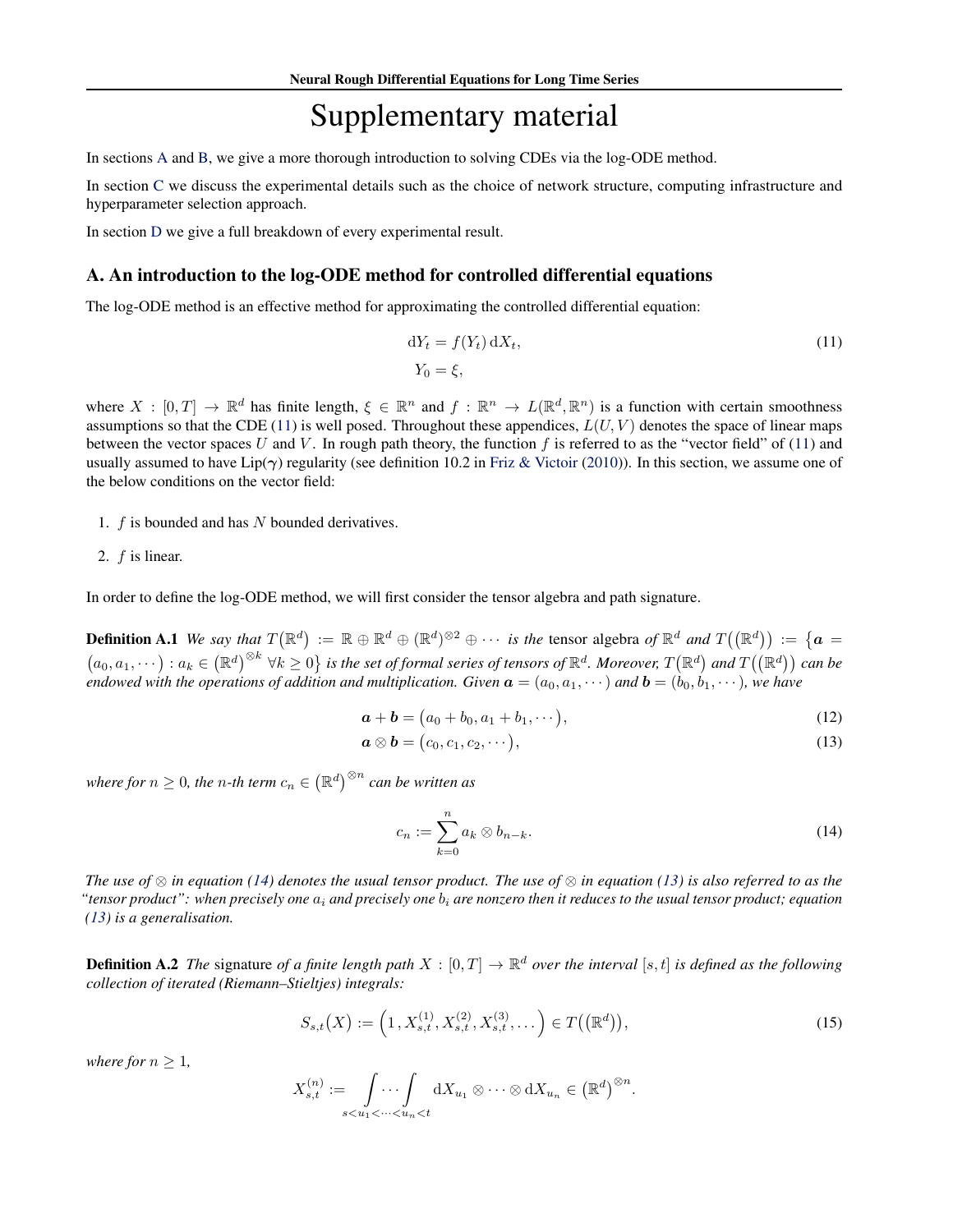# Supplementary material

In sections A and B, we give a more thorough introduction to solving CDEs via the log-ODE method.

In section C we discuss the experimental details such as the choice of network structure, computing infrastructure and hyperparameter selection approach.

In section D we give a full breakdown of every experimental result.

## A. An introduction to the log-ODE method for controlled differential equations

The log-ODE method is an effective method for approximating the controlled differential equation:

$$
\begin{aligned}
\mathrm{d}Y_t &= f(Y_t)\,\mathrm{d}X_t, \\
Y_0 &= \xi,
\end{aligned}
\tag{11}
$$

where $X : [0,T] \to \mathbb{R}^d$ has finite length, $\xi \in \mathbb{R}^n$ and $f : \mathbb{R}^n \to L(\mathbb{R}^d, \mathbb{R}^n)$ is a function with certain smoothness assumptions so that the CDE (11) is well posed. Throughout these appendices, $L(U,V)$ denotes the space of linear maps between the vector spaces $U$ and $V$. In rough path theory, the function $f$ is referred to as the "vector field" of (11) and usually assumed to have Lip($\gamma$) regularity (see definition 10.2 in Friz & Victoir (2010)). In this section, we assume one of the below conditions on the vector field:

1. $f$ is bounded and has $N$ bounded derivatives.
2. $f$ is linear.

In order to define the log-ODE method, we will first consider the tensor algebra and path signature.

**Definition A.1** *We say that $T(\mathbb{R}^d) := \mathbb{R} \oplus \mathbb{R}^d \oplus (\mathbb{R}^d)^{\otimes 2} \oplus \cdots$ is the* tensor algebra *of $\mathbb{R}^d$ and $T((\mathbb{R}^d)) := \{\boldsymbol{a} = (a_0, a_1, \cdots) : a_k \in (\mathbb{R}^d)^{\otimes k}\ \forall k \geq 0\}$ is the set of formal series of tensors of $\mathbb{R}^d$. Moreover, $T(\mathbb{R}^d)$ and $T((\mathbb{R}^d))$ can be endowed with the operations of addition and multiplication. Given $\boldsymbol{a} = (a_0, a_1, \cdots)$ and $\boldsymbol{b} = (b_0, b_1, \cdots)$, we have*

$$
\boldsymbol{a} + \boldsymbol{b} = (a_0 + b_0, a_1 + b_1, \cdots), \tag{12}
$$

$$
\boldsymbol{a} \otimes \boldsymbol{b} = (c_0, c_1, c_2, \cdots), \tag{13}
$$

*where for $n \geq 0$, the $n$-th term $c_n \in (\mathbb{R}^d)^{\otimes n}$ can be written as*

$$
c_n := \sum_{k=0}^{n} a_k \otimes b_{n-k}. \tag{14}
$$

*The use of $\otimes$ in equation (14) denotes the usual tensor product. The use of $\otimes$ in equation (13) is also referred to as the "tensor product": when precisely one $a_i$ and precisely one $b_i$ are nonzero then it reduces to the usual tensor product; equation (13) is a generalisation.*

**Definition A.2** *The* signature *of a finite length path $X : [0,T] \to \mathbb{R}^d$ over the interval $[s,t]$ is defined as the following collection of iterated (Riemann–Stieltjes) integrals:*

$$
S_{s,t}(X) := \left(1, X^{(1)}_{s,t}, X^{(2)}_{s,t}, X^{(3)}_{s,t}, \dots\right) \in T((\mathbb{R}^d)), \tag{15}
$$

*where for $n \geq 1$,*

$$
X^{(n)}_{s,t} := \underset{s<u_1<\cdots<u_n<t}{\int\cdots\int} \mathrm{d}X_{u_1} \otimes \cdots \otimes \mathrm{d}X_{u_n} \in (\mathbb{R}^d)^{\otimes n}.
$$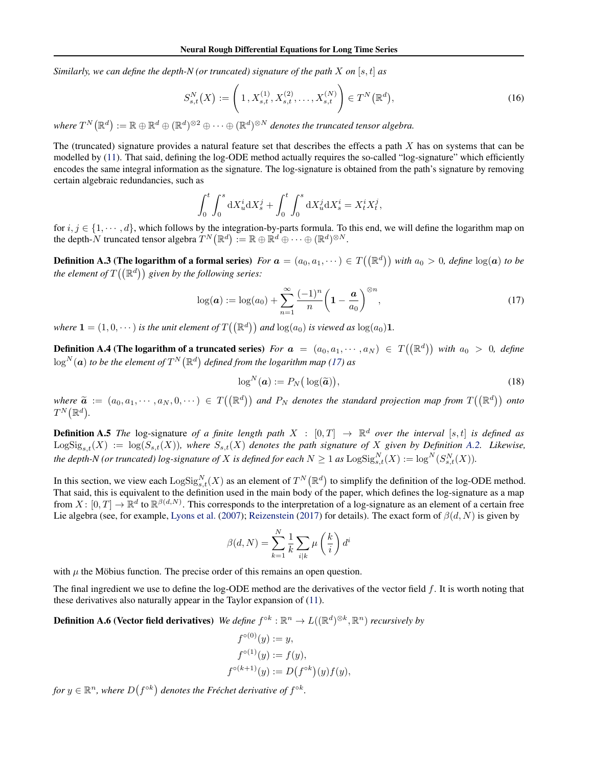*Similarly, we can define the depth-N (or truncated) signature of the path $X$ on $[s,t]$ as*

$$S^N_{s,t}(X) := \left( 1\,, X^{(1)}_{s,t}, X^{(2)}_{s,t}, \dots, X^{(N)}_{s,t} \right) \in T^N\big(\mathbb{R}^d\big), \tag{16}$$

*where $T^N\big(\mathbb{R}^d\big) := \mathbb{R} \oplus \mathbb{R}^d \oplus (\mathbb{R}^d)^{\otimes 2} \oplus \cdots \oplus (\mathbb{R}^d)^{\otimes N}$ denotes the truncated tensor algebra.*

The (truncated) signature provides a natural feature set that describes the effects a path $X$ has on systems that can be modelled by (11). That said, defining the log-ODE method actually requires the so-called "log-signature" which efficiently encodes the same integral information as the signature. The log-signature is obtained from the path's signature by removing certain algebraic redundancies, such as

$$\int_0^t \int_0^s \mathrm{d}X^i_u \mathrm{d}X^j_s + \int_0^t \int_0^s \mathrm{d}X^j_u \mathrm{d}X^i_s = X^i_t X^j_t,$$

for $i,j \in \{1, \cdots, d\}$, which follows by the integration-by-parts formula. To this end, we will define the logarithm map on the depth-$N$ truncated tensor algebra $T^N\big(\mathbb{R}^d\big) := \mathbb{R} \oplus \mathbb{R}^d \oplus \cdots \oplus (\mathbb{R}^d)^{\otimes N}$.

**Definition A.3 (The logarithm of a formal series)** *For $\boldsymbol{a} = (a_0, a_1, \cdots) \in T\big((\mathbb{R}^d)\big)$ with $a_0 > 0$, define $\log(\boldsymbol{a})$ to be the element of $T\big((\mathbb{R}^d)\big)$ given by the following series:*

$$\log(\boldsymbol{a}) := \log(a_0) + \sum_{n=1}^{\infty} \frac{(-1)^n}{n} \left( \mathbf{1} - \frac{\boldsymbol{a}}{a_0} \right)^{\otimes n}, \tag{17}$$

*where $\mathbf{1} = (1, 0, \cdots)$ is the unit element of $T\big((\mathbb{R}^d)\big)$ and $\log(a_0)$ is viewed as $\log(a_0)\mathbf{1}$.*

**Definition A.4 (The logarithm of a truncated series)** *For $\boldsymbol{a} = (a_0, a_1, \cdots, a_N) \in T\big((\mathbb{R}^d)\big)$ with $a_0 > 0$, define $\log^N(\boldsymbol{a})$ to be the element of $T^N\big(\mathbb{R}^d\big)$ defined from the logarithm map (17) as*

$$\log^N(\boldsymbol{a}) := P_N\big(\log(\widetilde{\boldsymbol{a}})\big), \tag{18}$$

*where $\widetilde{\boldsymbol{a}} := (a_0, a_1, \cdots, a_N, 0, \cdots) \in T\big((\mathbb{R}^d)\big)$ and $P_N$ denotes the standard projection map from $T\big((\mathbb{R}^d)\big)$ onto $T^N\big(\mathbb{R}^d\big)$.*

**Definition A.5** *The* log-signature *of a finite length path $X : [0,T] \to \mathbb{R}^d$ over the interval $[s,t]$ is defined as $\mathrm{LogSig}_{s,t}(X) := \log(S_{s,t}(X))$, where $S_{s,t}(X)$ denotes the path signature of $X$ given by Definition A.2. Likewise, the depth-N (or truncated) log-signature of $X$ is defined for each $N \geq 1$ as $\mathrm{LogSig}^N_{s,t}(X) := \log^N(S^N_{s,t}(X))$.*

In this section, we view each $\mathrm{LogSig}^N_{s,t}(X)$ as an element of $T^N\big(\mathbb{R}^d\big)$ to simplify the definition of the log-ODE method. That said, this is equivalent to the definition used in the main body of the paper, which defines the log-signature as a map from $X\colon [0,T] \to \mathbb{R}^d$ to $\mathbb{R}^{\beta(d,N)}$. This corresponds to the interpretation of a log-signature as an element of a certain free Lie algebra (see, for example, Lyons et al. (2007); Reizenstein (2017) for details). The exact form of $\beta(d,N)$ is given by

$$\beta(d,N) = \sum_{k=1}^{N} \frac{1}{k} \sum_{i|k} \mu\left(\frac{k}{i}\right) d^i$$

with $\mu$ the Möbius function. The precise order of this remains an open question.

The final ingredient we use to define the log-ODE method are the derivatives of the vector field $f$. It is worth noting that these derivatives also naturally appear in the Taylor expansion of (11).

**Definition A.6 (Vector field derivatives)** *We define $f^{\circ k} : \mathbb{R}^n \to L((\mathbb{R}^d)^{\otimes k}, \mathbb{R}^n)$ recursively by*

$$\begin{aligned} f^{\circ(0)}(y) &:= y, \\ f^{\circ(1)}(y) &:= f(y), \\ f^{\circ(k+1)}(y) &:= D\big(f^{\circ k}\big)(y) f(y), \end{aligned}$$

*for $y \in \mathbb{R}^n$, where $D\big(f^{\circ k}\big)$ denotes the Fréchet derivative of $f^{\circ k}$.*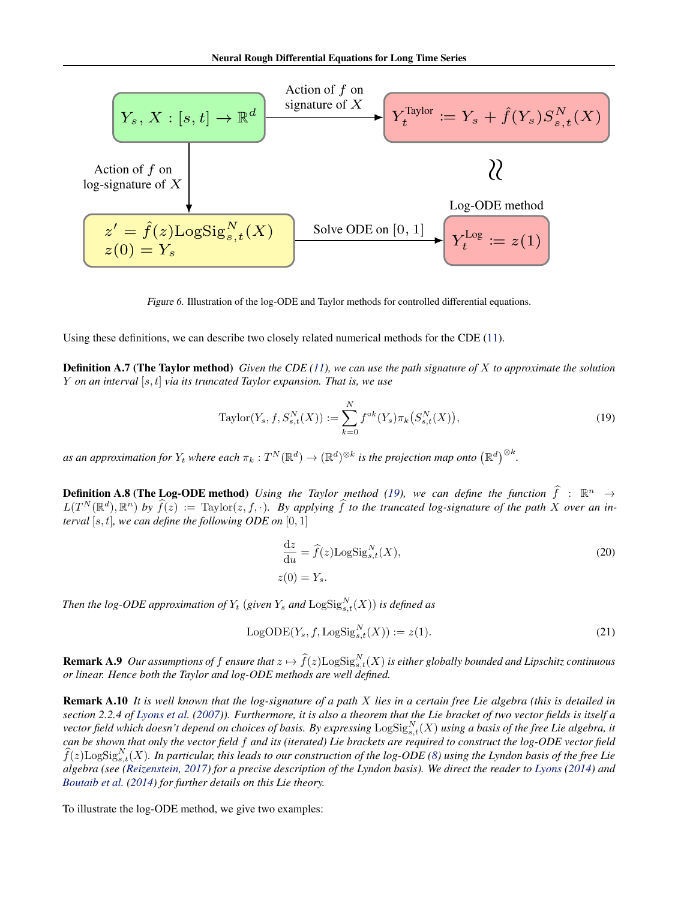Figure 6. Illustration of the log-ODE and Taylor methods for controlled differential equations.

Using these definitions, we can describe two closely related numerical methods for the CDE (11).

**Definition A.7 (The Taylor method)** *Given the CDE (11), we can use the path signature of $X$ to approximate the solution $Y$ on an interval $[s,t]$ via its truncated Taylor expansion. That is, we use*

$$\text{Taylor}(Y_s, f, S_{s,t}^N(X)) := \sum_{k=0}^{N} f^{\circ k}(Y_s)\pi_k\big(S_{s,t}^N(X)\big), \tag{19}$$

*as an approximation for $Y_t$ where each $\pi_k : T^N(\mathbb{R}^d) \to (\mathbb{R}^d)^{\otimes k}$ is the projection map onto $\big(\mathbb{R}^d\big)^{\otimes k}$.*

**Definition A.8 (The Log-ODE method)** *Using the Taylor method (19), we can define the function $\widehat{f} : \mathbb{R}^n \to L(T^N(\mathbb{R}^d), \mathbb{R}^n)$ by $\widehat{f}(z) := \text{Taylor}(z, f, \cdot)$. By applying $\widehat{f}$ to the truncated log-signature of the path $X$ over an interval $[s,t]$, we can define the following ODE on $[0,1]$*

$$\frac{\mathrm{d}z}{\mathrm{d}u} = \widehat{f}(z)\text{LogSig}_{s,t}^N(X), \tag{20}$$
$$z(0) = Y_s.$$

*Then the log-ODE approximation of $Y_t$ (given $Y_s$ and $\text{LogSig}_{s,t}^N(X)$) is defined as*

$$\text{LogODE}(Y_s, f, \text{LogSig}_{s,t}^N(X)) := z(1). \tag{21}$$

**Remark A.9** *Our assumptions of $f$ ensure that $z \mapsto \widehat{f}(z)\text{LogSig}_{s,t}^N(X)$ is either globally bounded and Lipschitz continuous or linear. Hence both the Taylor and log-ODE methods are well defined.*

**Remark A.10** *It is well known that the log-signature of a path $X$ lies in a certain free Lie algebra (this is detailed in section 2.2.4 of Lyons et al. (2007)). Furthermore, it is also a theorem that the Lie bracket of two vector fields is itself a vector field which doesn't depend on choices of basis. By expressing $\text{LogSig}_{s,t}^N(X)$ using a basis of the free Lie algebra, it can be shown that only the vector field $f$ and its (iterated) Lie brackets are required to construct the log-ODE vector field $\widehat{f}(z)\text{LogSig}_{s,t}^N(X)$. In particular, this leads to our construction of the log-ODE (8) using the Lyndon basis of the free Lie algebra (see (Reizenstein, 2017) for a precise description of the Lyndon basis). We direct the reader to Lyons (2014) and Boutaib et al. (2014) for further details on this Lie theory.*

To illustrate the log-ODE method, we give two examples: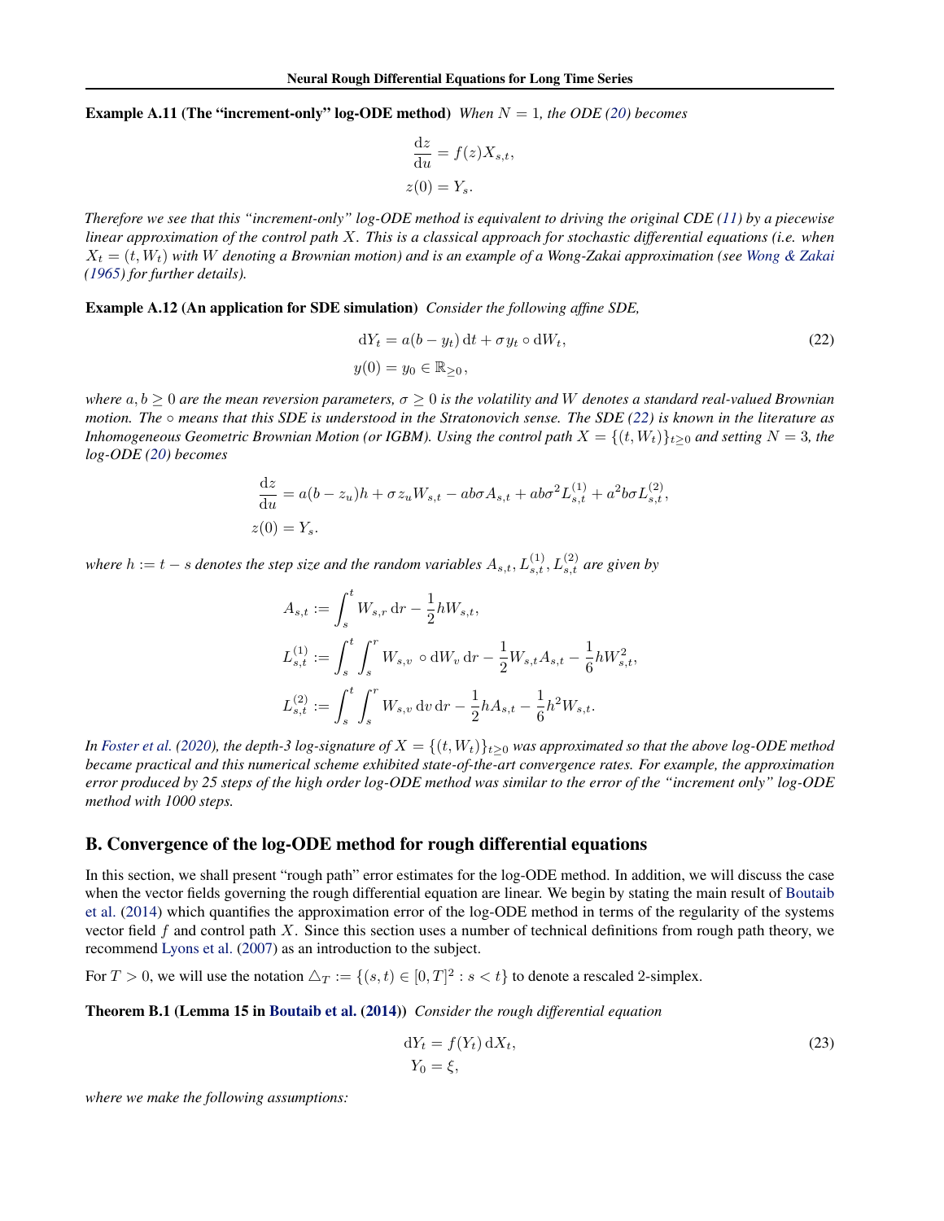**Example A.11 (The "increment-only" log-ODE method)** *When $N = 1$, the ODE (20) becomes*

$$\frac{\mathrm{d}z}{\mathrm{d}u} = f(z)X_{s,t},$$
$$z(0) = Y_s.$$

*Therefore we see that this "increment-only" log-ODE method is equivalent to driving the original CDE (11) by a piecewise linear approximation of the control path $X$. This is a classical approach for stochastic differential equations (i.e. when $X_t = (t, W_t)$ with $W$ denoting a Brownian motion) and is an example of a Wong-Zakai approximation (see Wong & Zakai (1965) for further details).*

**Example A.12 (An application for SDE simulation)** *Consider the following affine SDE,*

$$\mathrm{d}Y_t = a(b - y_t)\,\mathrm{d}t + \sigma y_t \circ \mathrm{d}W_t, \tag{22}$$
$$y(0) = y_0 \in \mathbb{R}_{\geq 0},$$

*where $a, b \geq 0$ are the mean reversion parameters, $\sigma \geq 0$ is the volatility and $W$ denotes a standard real-valued Brownian motion. The $\circ$ means that this SDE is understood in the Stratonovich sense. The SDE (22) is known in the literature as Inhomogeneous Geometric Brownian Motion (or IGBM). Using the control path $X = \{(t, W_t)\}_{t\geq 0}$ and setting $N = 3$, the log-ODE (20) becomes*

$$\frac{\mathrm{d}z}{\mathrm{d}u} = a(b - z_u)h + \sigma z_u W_{s,t} - ab\sigma A_{s,t} + ab\sigma^2 L_{s,t}^{(1)} + a^2 b\sigma L_{s,t}^{(2)},$$
$$z(0) = Y_s.$$

*where $h := t - s$ denotes the step size and the random variables $A_{s,t}, L_{s,t}^{(1)}, L_{s,t}^{(2)}$ are given by*

$$A_{s,t} := \int_s^t W_{s,r}\,\mathrm{d}r - \frac{1}{2}hW_{s,t},$$
$$L_{s,t}^{(1)} := \int_s^t \int_s^r W_{s,v} \circ \mathrm{d}W_v\,\mathrm{d}r - \frac{1}{2}W_{s,t}A_{s,t} - \frac{1}{6}hW_{s,t}^2,$$
$$L_{s,t}^{(2)} := \int_s^t \int_s^r W_{s,v}\,\mathrm{d}v\,\mathrm{d}r - \frac{1}{2}hA_{s,t} - \frac{1}{6}h^2 W_{s,t}.$$

*In Foster et al. (2020), the depth-3 log-signature of $X = \{(t, W_t)\}_{t\geq 0}$ was approximated so that the above log-ODE method became practical and this numerical scheme exhibited state-of-the-art convergence rates. For example, the approximation error produced by 25 steps of the high order log-ODE method was similar to the error of the "increment only" log-ODE method with 1000 steps.*

## B. Convergence of the log-ODE method for rough differential equations

In this section, we shall present "rough path" error estimates for the log-ODE method. In addition, we will discuss the case when the vector fields governing the rough differential equation are linear. We begin by stating the main result of Boutaib et al. (2014) which quantifies the approximation error of the log-ODE method in terms of the regularity of the systems vector field $f$ and control path $X$. Since this section uses a number of technical definitions from rough path theory, we recommend Lyons et al. (2007) as an introduction to the subject.

For $T > 0$, we will use the notation $\triangle_T := \{(s,t) \in [0,T]^2 : s < t\}$ to denote a rescaled 2-simplex.

**Theorem B.1 (Lemma 15 in Boutaib et al. (2014))** *Consider the rough differential equation*

$$\mathrm{d}Y_t = f(Y_t)\,\mathrm{d}X_t, \tag{23}$$
$$Y_0 = \xi,$$

*where we make the following assumptions:*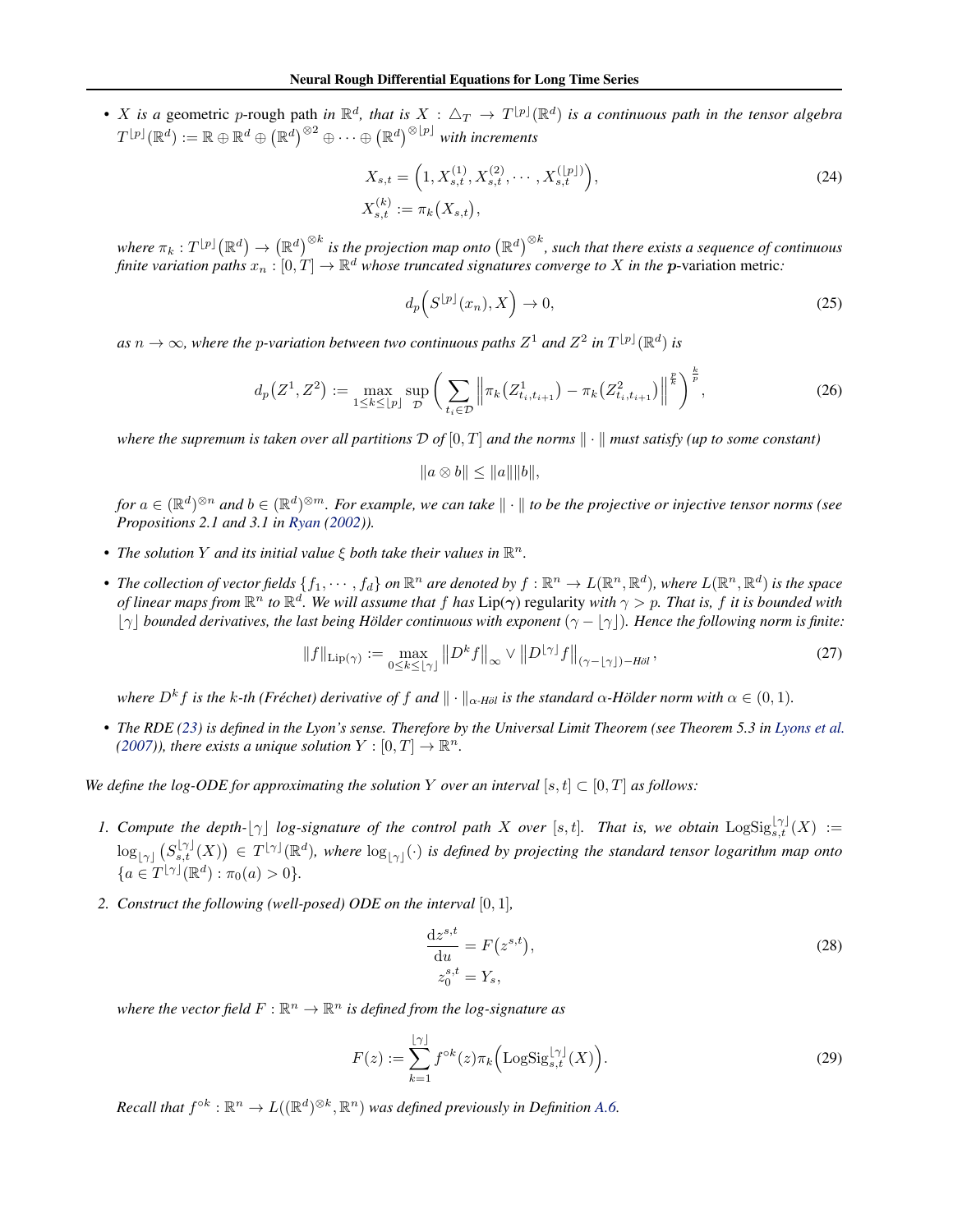- *$X$ is a* geometric $p$-rough path *in $\mathbb{R}^d$, that is $X : \triangle_T \to T^{\lfloor p \rfloor}(\mathbb{R}^d)$ is a continuous path in the tensor algebra $T^{\lfloor p \rfloor}(\mathbb{R}^d) := \mathbb{R} \oplus \mathbb{R}^d \oplus \left(\mathbb{R}^d\right)^{\otimes 2} \oplus \cdots \oplus \left(\mathbb{R}^d\right)^{\otimes \lfloor p \rfloor}$ with increments*

$$
\begin{aligned}
X_{s,t} &= \Big(1, X_{s,t}^{(1)}, X_{s,t}^{(2)}, \cdots, X_{s,t}^{(\lfloor p \rfloor)}\Big), \\
X_{s,t}^{(k)} &:= \pi_k\big(X_{s,t}\big),
\end{aligned}
\tag{24}
$$

*where $\pi_k : T^{\lfloor p \rfloor}\big(\mathbb{R}^d\big) \to \big(\mathbb{R}^d\big)^{\otimes k}$ is the projection map onto $\big(\mathbb{R}^d\big)^{\otimes k}$, such that there exists a sequence of continuous finite variation paths $x_n : [0,T] \to \mathbb{R}^d$ whose truncated signatures converge to $X$ in the* $\boldsymbol{p}$-variation metric*:*

$$
d_p\Big(S^{\lfloor p \rfloor}(x_n), X\Big) \to 0,
\tag{25}
$$

*as $n \to \infty$, where the $p$-variation between two continuous paths $Z^1$ and $Z^2$ in $T^{\lfloor p \rfloor}(\mathbb{R}^d)$ is*

$$
d_p\big(Z^1, Z^2\big) := \max_{1 \le k \le \lfloor p \rfloor} \sup_{\mathcal{D}} \bigg( \sum_{t_i \in \mathcal{D}} \Big\| \pi_k\big(Z^1_{t_i, t_{i+1}}\big) - \pi_k\big(Z^2_{t_i, t_{i+1}}\big) \Big\|^{\frac{p}{k}} \bigg)^{\frac{k}{p}},
\tag{26}
$$

*where the supremum is taken over all partitions $\mathcal{D}$ of $[0,T]$ and the norms $\|\cdot\|$ must satisfy (up to some constant)*

$$
\|a \otimes b\| \le \|a\| \|b\|,
$$

*for $a \in (\mathbb{R}^d)^{\otimes n}$ and $b \in (\mathbb{R}^d)^{\otimes m}$. For example, we can take $\|\cdot\|$ to be the projective or injective tensor norms (see Propositions 2.1 and 3.1 in Ryan (2002)).*

- *The solution $Y$ and its initial value $\xi$ both take their values in $\mathbb{R}^n$.*

- *The collection of vector fields $\{f_1, \cdots, f_d\}$ on $\mathbb{R}^n$ are denoted by $f : \mathbb{R}^n \to L(\mathbb{R}^n, \mathbb{R}^d)$, where $L(\mathbb{R}^n, \mathbb{R}^d)$ is the space of linear maps from $\mathbb{R}^n$ to $\mathbb{R}^d$. We will assume that $f$ has* $\mathrm{Lip}(\boldsymbol{\gamma})$ regularity *with $\gamma > p$. That is, $f$ it is bounded with $\lfloor \gamma \rfloor$ bounded derivatives, the last being Hölder continuous with exponent $(\gamma - \lfloor \gamma \rfloor)$. Hence the following norm is finite:*

$$
\|f\|_{\mathrm{Lip}(\gamma)} := \max_{0 \le k \le \lfloor \gamma \rfloor} \big\|D^k f\big\|_{\infty} \vee \big\|D^{\lfloor \gamma \rfloor} f\big\|_{(\gamma - \lfloor \gamma \rfloor)-H\ddot{o}l},
\tag{27}
$$

*where $D^k f$ is the $k$-th (Fréchet) derivative of $f$ and $\|\cdot\|_{\alpha\text{-}H\ddot{o}l}$ is the standard $\alpha$-Hölder norm with $\alpha \in (0,1)$.*

- *The RDE (23) is defined in the Lyon's sense. Therefore by the Universal Limit Theorem (see Theorem 5.3 in Lyons et al. (2007)), there exists a unique solution $Y : [0,T] \to \mathbb{R}^n$.*

*We define the log-ODE for approximating the solution $Y$ over an interval $[s,t] \subset [0,T]$ as follows:*

1. *Compute the depth-$\lfloor \gamma \rfloor$ log-signature of the control path $X$ over $[s,t]$. That is, we obtain $\mathrm{LogSig}^{\lfloor \gamma \rfloor}_{s,t}(X) := \log_{\lfloor \gamma \rfloor}\big(S^{\lfloor \gamma \rfloor}_{s,t}(X)\big) \in T^{\lfloor \gamma \rfloor}(\mathbb{R}^d)$, where $\log_{\lfloor \gamma \rfloor}(\cdot)$ is defined by projecting the standard tensor logarithm map onto $\{a \in T^{\lfloor \gamma \rfloor}(\mathbb{R}^d) : \pi_0(a) > 0\}$.*

2. *Construct the following (well-posed) ODE on the interval $[0,1]$,*

$$
\begin{aligned}
\frac{\mathrm{d}z^{s,t}}{\mathrm{d}u} &= F\big(z^{s,t}\big), \\
z^{s,t}_0 &= Y_s,
\end{aligned}
\tag{28}
$$

*where the vector field $F : \mathbb{R}^n \to \mathbb{R}^n$ is defined from the log-signature as*

$$
F(z) := \sum_{k=1}^{\lfloor \gamma \rfloor} f^{\circ k}(z) \pi_k\Big(\mathrm{LogSig}^{\lfloor \gamma \rfloor}_{s,t}(X)\Big).
\tag{29}
$$

*Recall that $f^{\circ k} : \mathbb{R}^n \to L((\mathbb{R}^d)^{\otimes k}, \mathbb{R}^n)$ was defined previously in Definition A.6.*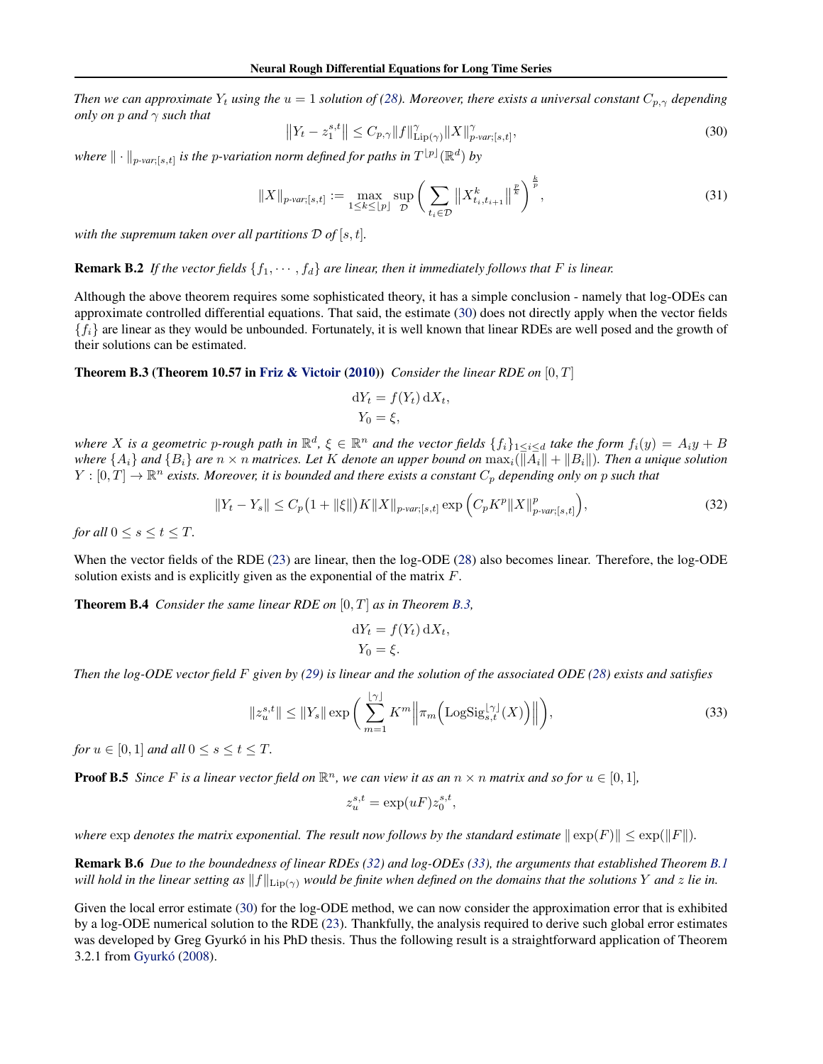*Then we can approximate $Y_t$ using the $u = 1$ solution of (28). Moreover, there exists a universal constant $C_{p,\gamma}$ depending only on $p$ and $\gamma$ such that*

$$\big\|Y_t - z_1^{s,t}\big\| \leq C_{p,\gamma}\|f\|^{\gamma}_{\mathrm{Lip}(\gamma)}\|X\|^{\gamma}_{p\text{-}var;[s,t]}, \tag{30}$$

*where $\|\cdot\|_{p\text{-}var;[s,t]}$ is the $p$-variation norm defined for paths in $T^{\lfloor p\rfloor}(\mathbb{R}^d)$ by*

$$\|X\|_{p\text{-}var;[s,t]} := \max_{1\leq k\leq \lfloor p\rfloor}\sup_{\mathcal{D}}\bigg(\sum_{t_i\in\mathcal{D}}\big\|X^k_{t_i,t_{i+1}}\big\|^{\frac{p}{k}}\bigg)^{\frac{k}{p}}, \tag{31}$$

*with the supremum taken over all partitions $\mathcal{D}$ of $[s,t]$.*

**Remark B.2** *If the vector fields $\{f_1,\cdots,f_d\}$ are linear, then it immediately follows that $F$ is linear.*

Although the above theorem requires some sophisticated theory, it has a simple conclusion - namely that log-ODEs can approximate controlled differential equations. That said, the estimate (30) does not directly apply when the vector fields $\{f_i\}$ are linear as they would be unbounded. Fortunately, it is well known that linear RDEs are well posed and the growth of their solutions can be estimated.

**Theorem B.3 (Theorem 10.57 in Friz & Victoir (2010))** *Consider the linear RDE on $[0,T]$*

$$\mathrm{d}Y_t = f(Y_t)\,\mathrm{d}X_t,$$
$$Y_0 = \xi,$$

*where $X$ is a geometric $p$-rough path in $\mathbb{R}^d$, $\xi\in\mathbb{R}^n$ and the vector fields $\{f_i\}_{1\leq i\leq d}$ take the form $f_i(y) = A_i y + B$ where $\{A_i\}$ and $\{B_i\}$ are $n\times n$ matrices. Let $K$ denote an upper bound on $\max_i(\|A_i\|+\|B_i\|)$. Then a unique solution $Y:[0,T]\to\mathbb{R}^n$ exists. Moreover, it is bounded and there exists a constant $C_p$ depending only on $p$ such that*

$$\|Y_t - Y_s\| \leq C_p\big(1+\|\xi\|\big)K\|X\|_{p\text{-}var;[s,t]}\exp\Big(C_p K^p\|X\|^p_{p\text{-}var;[s,t]}\Big), \tag{32}$$

*for all $0\leq s\leq t\leq T$.*

When the vector fields of the RDE (23) are linear, then the log-ODE (28) also becomes linear. Therefore, the log-ODE solution exists and is explicitly given as the exponential of the matrix $F$.

**Theorem B.4** *Consider the same linear RDE on $[0,T]$ as in Theorem B.3,*

$$\mathrm{d}Y_t = f(Y_t)\,\mathrm{d}X_t,$$
$$Y_0 = \xi.$$

*Then the log-ODE vector field $F$ given by (29) is linear and the solution of the associated ODE (28) exists and satisfies*

$$\|z_u^{s,t}\| \leq \|Y_s\|\exp\bigg(\sum_{m=1}^{\lfloor\gamma\rfloor}K^m\Big\|\pi_m\Big(\mathrm{LogSig}^{\lfloor\gamma\rfloor}_{s,t}(X)\Big)\Big\|\bigg), \tag{33}$$

*for $u\in[0,1]$ and all $0\leq s\leq t\leq T$.*

**Proof B.5** *Since $F$ is a linear vector field on $\mathbb{R}^n$, we can view it as an $n\times n$ matrix and so for $u\in[0,1]$,*

$$z_u^{s,t} = \exp(uF)z_0^{s,t},$$

*where $\exp$ denotes the matrix exponential. The result now follows by the standard estimate $\|\exp(F)\|\leq\exp(\|F\|)$.*

**Remark B.6** *Due to the boundedness of linear RDEs (32) and log-ODEs (33), the arguments that established Theorem B.1 will hold in the linear setting as $\|f\|_{\mathrm{Lip}(\gamma)}$ would be finite when defined on the domains that the solutions $Y$ and $z$ lie in.*

Given the local error estimate (30) for the log-ODE method, we can now consider the approximation error that is exhibited by a log-ODE numerical solution to the RDE (23). Thankfully, the analysis required to derive such global error estimates was developed by Greg Gyurkó in his PhD thesis. Thus the following result is a straightforward application of Theorem 3.2.1 from Gyurkó (2008).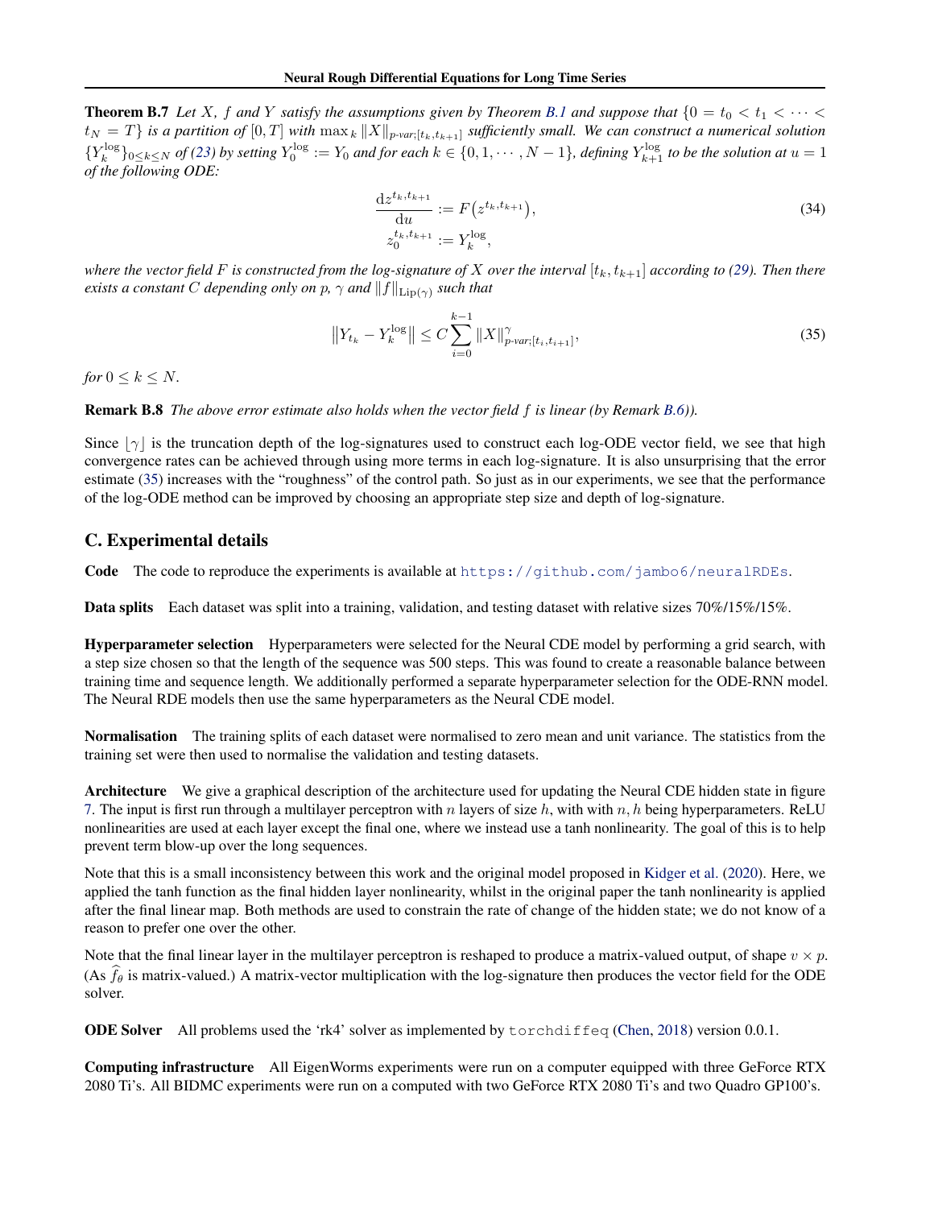**Theorem B.7** *Let $X$, $f$ and $Y$ satisfy the assumptions given by Theorem B.1 and suppose that $\{0 = t_0 < t_1 < \cdots < t_N = T\}$ is a partition of $[0, T]$ with $\max_k \|X\|_{p\text{-var};[t_k,t_{k+1}]}$ sufficiently small. We can construct a numerical solution $\{Y_k^{\log}\}_{0 \le k \le N}$ of (23) by setting $Y_0^{\log} := Y_0$ and for each $k \in \{0, 1, \cdots, N-1\}$, defining $Y_{k+1}^{\log}$ to be the solution at $u = 1$ of the following ODE:*

$$
\begin{aligned}
\frac{\mathrm{d}z^{t_k,t_{k+1}}}{\mathrm{d}u} &:= F\big(z^{t_k,t_{k+1}}\big), \\
z_0^{t_k,t_{k+1}} &:= Y_k^{\log},
\end{aligned}
\tag{34}
$$

*where the vector field $F$ is constructed from the log-signature of $X$ over the interval $[t_k, t_{k+1}]$ according to (29). Then there exists a constant $C$ depending only on $p$, $\gamma$ and $\|f\|_{\mathrm{Lip}(\gamma)}$ such that*

$$
\big\|Y_{t_k} - Y_k^{\log}\big\| \le C \sum_{i=0}^{k-1} \|X\|_{p\text{-var};[t_i,t_{i+1}]}^{\gamma}, \tag{35}
$$

*for $0 \le k \le N$.*

**Remark B.8** *The above error estimate also holds when the vector field $f$ is linear (by Remark B.6)).*

Since $\lfloor \gamma \rfloor$ is the truncation depth of the log-signatures used to construct each log-ODE vector field, we see that high convergence rates can be achieved through using more terms in each log-signature. It is also unsurprising that the error estimate (35) increases with the "roughness" of the control path. So just as in our experiments, we see that the performance of the log-ODE method can be improved by choosing an appropriate step size and depth of log-signature.

## C. Experimental details

**Code** The code to reproduce the experiments is available at https://github.com/jambo6/neuralRDEs.

**Data splits** Each dataset was split into a training, validation, and testing dataset with relative sizes 70%/15%/15%.

**Hyperparameter selection** Hyperparameters were selected for the Neural CDE model by performing a grid search, with a step size chosen so that the length of the sequence was 500 steps. This was found to create a reasonable balance between training time and sequence length. We additionally performed a separate hyperparameter selection for the ODE-RNN model. The Neural RDE models then use the same hyperparameters as the Neural CDE model.

**Normalisation** The training splits of each dataset were normalised to zero mean and unit variance. The statistics from the training set were then used to normalise the validation and testing datasets.

**Architecture** We give a graphical description of the architecture used for updating the Neural CDE hidden state in figure 7. The input is first run through a multilayer perceptron with $n$ layers of size $h$, with with $n, h$ being hyperparameters. ReLU nonlinearities are used at each layer except the final one, where we instead use a tanh nonlinearity. The goal of this is to help prevent term blow-up over the long sequences.

Note that this is a small inconsistency between this work and the original model proposed in Kidger et al. (2020). Here, we applied the tanh function as the final hidden layer nonlinearity, whilst in the original paper the tanh nonlinearity is applied after the final linear map. Both methods are used to constrain the rate of change of the hidden state; we do not know of a reason to prefer one over the other.

Note that the final linear layer in the multilayer perceptron is reshaped to produce a matrix-valued output, of shape $v \times p$. (As $\widehat{f}_\theta$ is matrix-valued.) A matrix-vector multiplication with the log-signature then produces the vector field for the ODE solver.

**ODE Solver** All problems used the 'rk4' solver as implemented by `torchdiffeq` (Chen, 2018) version 0.0.1.

**Computing infrastructure** All EigenWorms experiments were run on a computer equipped with three GeForce RTX 2080 Ti's. All BIDMC experiments were run on a computed with two GeForce RTX 2080 Ti's and two Quadro GP100's.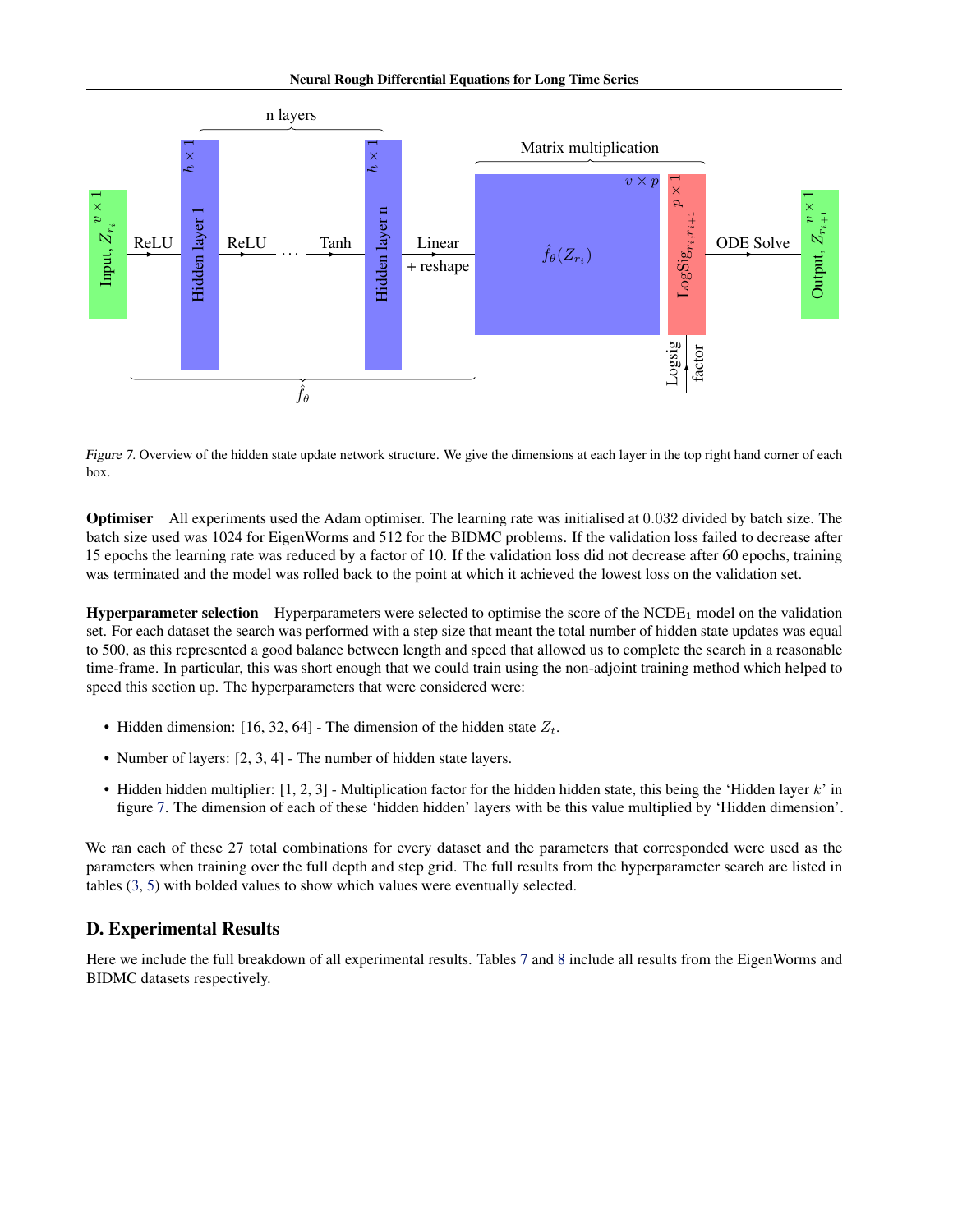Figure 7. Overview of the hidden state update network structure. We give the dimensions at each layer in the top right hand corner of each box.

**Optimiser** All experiments used the Adam optimiser. The learning rate was initialised at $0.032$ divided by batch size. The batch size used was 1024 for EigenWorms and 512 for the BIDMC problems. If the validation loss failed to decrease after 15 epochs the learning rate was reduced by a factor of 10. If the validation loss did not decrease after 60 epochs, training was terminated and the model was rolled back to the point at which it achieved the lowest loss on the validation set.

**Hyperparameter selection** Hyperparameters were selected to optimise the score of the NCDE$_1$ model on the validation set. For each dataset the search was performed with a step size that meant the total number of hidden state updates was equal to 500, as this represented a good balance between length and speed that allowed us to complete the search in a reasonable time-frame. In particular, this was short enough that we could train using the non-adjoint training method which helped to speed this section up. The hyperparameters that were considered were:

- Hidden dimension: [16, 32, 64] - The dimension of the hidden state $Z_t$.
- Number of layers: [2, 3, 4] - The number of hidden state layers.
- Hidden hidden multiplier: [1, 2, 3] - Multiplication factor for the hidden hidden state, this being the 'Hidden layer $k$' in figure 7. The dimension of each of these 'hidden hidden' layers with be this value multiplied by 'Hidden dimension'.

We ran each of these 27 total combinations for every dataset and the parameters that corresponded were used as the parameters when training over the full depth and step grid. The full results from the hyperparameter search are listed in tables (3, 5) with bolded values to show which values were eventually selected.

## D. Experimental Results

Here we include the full breakdown of all experimental results. Tables 7 and 8 include all results from the EigenWorms and BIDMC datasets respectively.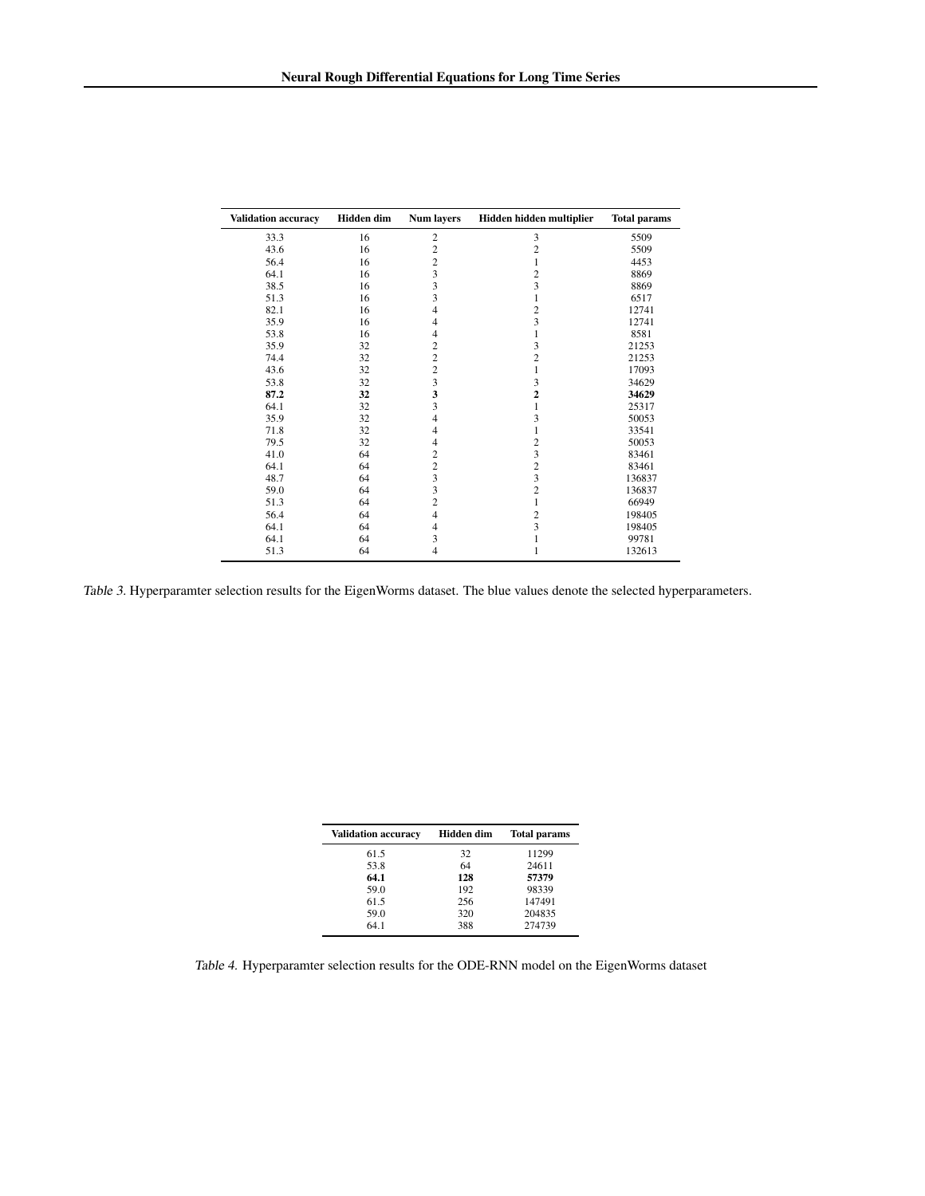| Validation accuracy | Hidden dim | Num layers | Hidden hidden multiplier | Total params |
|---|---|---|---|---|
| 33.3 | 16 | 2 | 3 | 5509 |
| 43.6 | 16 | 2 | 2 | 5509 |
| 56.4 | 16 | 2 | 1 | 4453 |
| 64.1 | 16 | 3 | 2 | 8869 |
| 38.5 | 16 | 3 | 3 | 8869 |
| 51.3 | 16 | 3 | 1 | 6517 |
| 82.1 | 16 | 4 | 2 | 12741 |
| 35.9 | 16 | 4 | 3 | 12741 |
| 53.8 | 16 | 4 | 1 | 8581 |
| 35.9 | 32 | 2 | 3 | 21253 |
| 74.4 | 32 | 2 | 2 | 21253 |
| 43.6 | 32 | 2 | 1 | 17093 |
| 53.8 | 32 | 3 | 3 | 34629 |
| **87.2** | **32** | **3** | **2** | **34629** |
| 64.1 | 32 | 3 | 1 | 25317 |
| 35.9 | 32 | 4 | 3 | 50053 |
| 71.8 | 32 | 4 | 1 | 33541 |
| 79.5 | 32 | 4 | 2 | 50053 |
| 41.0 | 64 | 2 | 3 | 83461 |
| 64.1 | 64 | 2 | 2 | 83461 |
| 48.7 | 64 | 3 | 3 | 136837 |
| 59.0 | 64 | 3 | 2 | 136837 |
| 51.3 | 64 | 2 | 1 | 66949 |
| 56.4 | 64 | 4 | 2 | 198405 |
| 64.1 | 64 | 4 | 3 | 198405 |
| 64.1 | 64 | 3 | 1 | 99781 |
| 51.3 | 64 | 4 | 1 | 132613 |

*Table 3.* Hyperparamter selection results for the EigenWorms dataset. The blue values denote the selected hyperparameters.

| Validation accuracy | Hidden dim | Total params |
|---|---|---|
| 61.5 | 32 | 11299 |
| 53.8 | 64 | 24611 |
| **64.1** | **128** | **57379** |
| 59.0 | 192 | 98339 |
| 61.5 | 256 | 147491 |
| 59.0 | 320 | 204835 |
| 64.1 | 388 | 274739 |

*Table 4.* Hyperparamter selection results for the ODE-RNN model on the EigenWorms dataset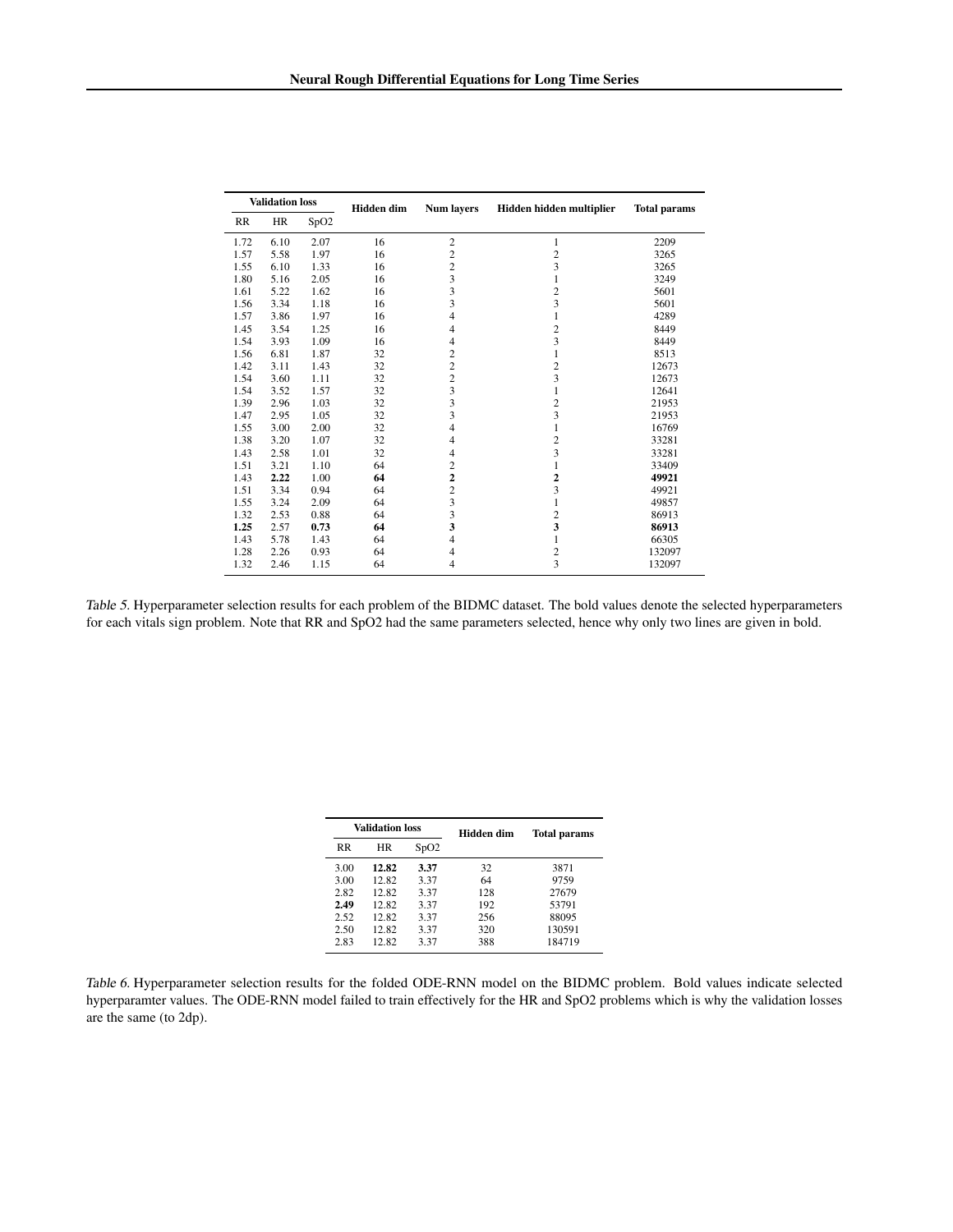| Validation loss | | | Hidden dim | Num layers | Hidden hidden multiplier | Total params |
|---|---|---|---|---|---|---|
| RR | HR | SpO2 | | | | |
| 1.72 | 6.10 | 2.07 | 16 | 2 | 1 | 2209 |
| 1.57 | 5.58 | 1.97 | 16 | 2 | 2 | 3265 |
| 1.55 | 6.10 | 1.33 | 16 | 2 | 3 | 3265 |
| 1.80 | 5.16 | 2.05 | 16 | 3 | 1 | 3249 |
| 1.61 | 5.22 | 1.62 | 16 | 3 | 2 | 5601 |
| 1.56 | 3.34 | 1.18 | 16 | 3 | 3 | 5601 |
| 1.57 | 3.86 | 1.97 | 16 | 4 | 1 | 4289 |
| 1.45 | 3.54 | 1.25 | 16 | 4 | 2 | 8449 |
| 1.54 | 3.93 | 1.09 | 16 | 4 | 3 | 8449 |
| 1.56 | 6.81 | 1.87 | 32 | 2 | 1 | 8513 |
| 1.42 | 3.11 | 1.43 | 32 | 2 | 2 | 12673 |
| 1.54 | 3.60 | 1.11 | 32 | 2 | 3 | 12673 |
| 1.54 | 3.52 | 1.57 | 32 | 3 | 1 | 12641 |
| 1.39 | 2.96 | 1.03 | 32 | 3 | 2 | 21953 |
| 1.47 | 2.95 | 1.05 | 32 | 3 | 3 | 21953 |
| 1.55 | 3.00 | 2.00 | 32 | 4 | 1 | 16769 |
| 1.38 | 3.20 | 1.07 | 32 | 4 | 2 | 33281 |
| 1.43 | 2.58 | 1.01 | 32 | 4 | 3 | 33281 |
| 1.51 | 3.21 | 1.10 | 64 | 2 | 1 | 33409 |
| 1.43 | **2.22** | 1.00 | **64** | **2** | **2** | **49921** |
| 1.51 | 3.34 | 0.94 | 64 | 2 | 3 | 49921 |
| 1.55 | 3.24 | 2.09 | 64 | 3 | 1 | 49857 |
| 1.32 | 2.53 | 0.88 | 64 | 3 | 2 | 86913 |
| **1.25** | 2.57 | **0.73** | **64** | **3** | **3** | **86913** |
| 1.43 | 5.78 | 1.43 | 64 | 4 | 1 | 66305 |
| 1.28 | 2.26 | 0.93 | 64 | 4 | 2 | 132097 |
| 1.32 | 2.46 | 1.15 | 64 | 4 | 3 | 132097 |

*Table 5.* Hyperparameter selection results for each problem of the BIDMC dataset. The bold values denote the selected hyperparameters for each vitals sign problem. Note that RR and SpO2 had the same parameters selected, hence why only two lines are given in bold.

| Validation loss | | | Hidden dim | Total params |
|---|---|---|---|---|
| RR | HR | SpO2 | | |
| 3.00 | **12.82** | **3.37** | 32 | 3871 |
| 3.00 | 12.82 | 3.37 | 64 | 9759 |
| 2.82 | 12.82 | 3.37 | 128 | 27679 |
| **2.49** | 12.82 | 3.37 | 192 | 53791 |
| 2.52 | 12.82 | 3.37 | 256 | 88095 |
| 2.50 | 12.82 | 3.37 | 320 | 130591 |
| 2.83 | 12.82 | 3.37 | 388 | 184719 |

*Table 6.* Hyperparameter selection results for the folded ODE-RNN model on the BIDMC problem. Bold values indicate selected hyperparamter values. The ODE-RNN model failed to train effectively for the HR and SpO2 problems which is why the validation losses are the same (to 2dp).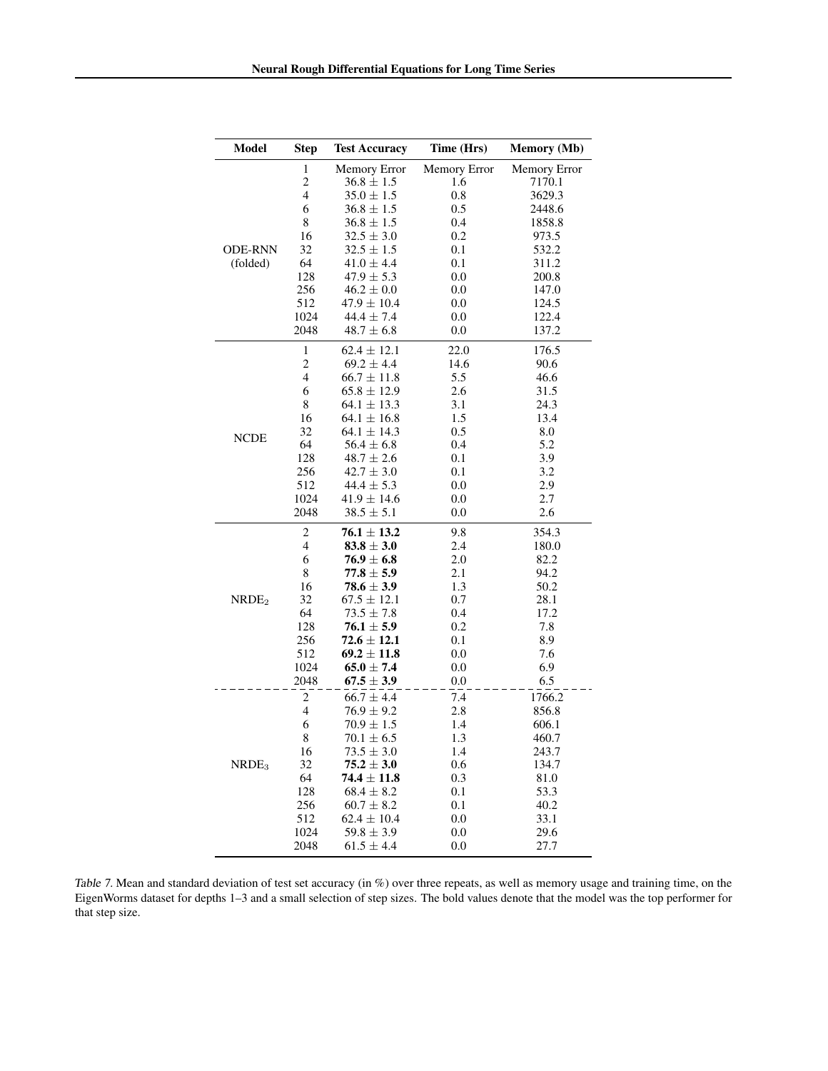| Model | Step | Test Accuracy | Time (Hrs) | Memory (Mb) |
|---|---|---|---|---|
| ODE-RNN (folded) | 1 | Memory Error | Memory Error | Memory Error |
| | 2 | 36.8 ± 1.5 | 1.6 | 7170.1 |
| | 4 | 35.0 ± 1.5 | 0.8 | 3629.3 |
| | 6 | 36.8 ± 1.5 | 0.5 | 2448.6 |
| | 8 | 36.8 ± 1.5 | 0.4 | 1858.8 |
| | 16 | 32.5 ± 3.0 | 0.2 | 973.5 |
| | 32 | 32.5 ± 1.5 | 0.1 | 532.2 |
| | 64 | 41.0 ± 4.4 | 0.1 | 311.2 |
| | 128 | 47.9 ± 5.3 | 0.0 | 200.8 |
| | 256 | 46.2 ± 0.0 | 0.0 | 147.0 |
| | 512 | 47.9 ± 10.4 | 0.0 | 124.5 |
| | 1024 | 44.4 ± 7.4 | 0.0 | 122.4 |
| | 2048 | 48.7 ± 6.8 | 0.0 | 137.2 |
| NCDE | 1 | 62.4 ± 12.1 | 22.0 | 176.5 |
| | 2 | 69.2 ± 4.4 | 14.6 | 90.6 |
| | 4 | 66.7 ± 11.8 | 5.5 | 46.6 |
| | 6 | 65.8 ± 12.9 | 2.6 | 31.5 |
| | 8 | 64.1 ± 13.3 | 3.1 | 24.3 |
| | 16 | 64.1 ± 16.8 | 1.5 | 13.4 |
| | 32 | 64.1 ± 14.3 | 0.5 | 8.0 |
| | 64 | 56.4 ± 6.8 | 0.4 | 5.2 |
| | 128 | 48.7 ± 2.6 | 0.1 | 3.9 |
| | 256 | 42.7 ± 3.0 | 0.1 | 3.2 |
| | 512 | 44.4 ± 5.3 | 0.0 | 2.9 |
| | 1024 | 41.9 ± 14.6 | 0.0 | 2.7 |
| | 2048 | 38.5 ± 5.1 | 0.0 | 2.6 |
| $\text{NRDE}_2$ | 2 | **76.1 ± 13.2** | 9.8 | 354.3 |
| | 4 | **83.8 ± 3.0** | 2.4 | 180.0 |
| | 6 | **76.9 ± 6.8** | 2.0 | 82.2 |
| | 8 | **77.8 ± 5.9** | 2.1 | 94.2 |
| | 16 | **78.6 ± 3.9** | 1.3 | 50.2 |
| | 32 | 67.5 ± 12.1 | 0.7 | 28.1 |
| | 64 | 73.5 ± 7.8 | 0.4 | 17.2 |
| | 128 | **76.1 ± 5.9** | 0.2 | 7.8 |
| | 256 | **72.6 ± 12.1** | 0.1 | 8.9 |
| | 512 | **69.2 ± 11.8** | 0.0 | 7.6 |
| | 1024 | **65.0 ± 7.4** | 0.0 | 6.9 |
| | 2048 | **67.5 ± 3.9** | 0.0 | 6.5 |
| $\text{NRDE}_3$ | 2 | 66.7 ± 4.4 | 7.4 | 1766.2 |
| | 4 | 76.9 ± 9.2 | 2.8 | 856.8 |
| | 6 | 70.9 ± 1.5 | 1.4 | 606.1 |
| | 8 | 70.1 ± 6.5 | 1.3 | 460.7 |
| | 16 | 73.5 ± 3.0 | 1.4 | 243.7 |
| | 32 | **75.2 ± 3.0** | 0.6 | 134.7 |
| | 64 | **74.4 ± 11.8** | 0.3 | 81.0 |
| | 128 | 68.4 ± 8.2 | 0.1 | 53.3 |
| | 256 | 60.7 ± 8.2 | 0.1 | 40.2 |
| | 512 | 62.4 ± 10.4 | 0.0 | 33.1 |
| | 1024 | 59.8 ± 3.9 | 0.0 | 29.6 |
| | 2048 | 61.5 ± 4.4 | 0.0 | 27.7 |

*Table 7.* Mean and standard deviation of test set accuracy (in %) over three repeats, as well as memory usage and training time, on the EigenWorms dataset for depths 1–3 and a small selection of step sizes. The bold values denote that the model was the top performer for that step size.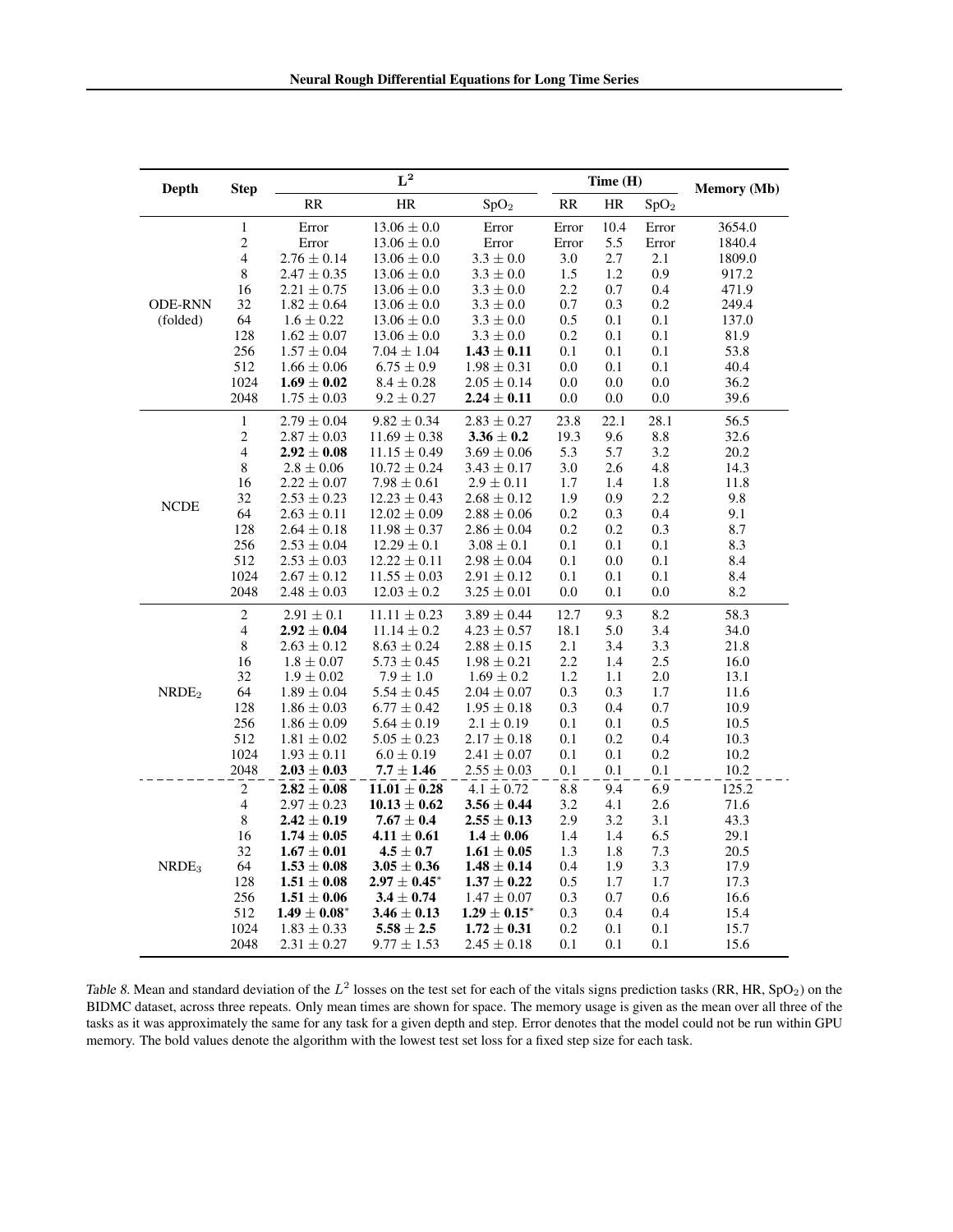| Depth | Step | $\mathbf{L^2}$ | | | Time (H) | | | Memory (Mb) |
|---|---|---|---|---|---|---|---|---|
| | | RR | HR | $SpO_2$ | RR | HR | $SpO_2$ | |
| ODE-RNN (folded) | 1 | Error | $13.06 \pm 0.0$ | Error | Error | 10.4 | Error | 3654.0 |
| | 2 | Error | $13.06 \pm 0.0$ | Error | Error | 5.5 | Error | 1840.4 |
| | 4 | $2.76 \pm 0.14$ | $13.06 \pm 0.0$ | $3.3 \pm 0.0$ | 3.0 | 2.7 | 2.1 | 1809.0 |
| | 8 | $2.47 \pm 0.35$ | $13.06 \pm 0.0$ | $3.3 \pm 0.0$ | 1.5 | 1.2 | 0.9 | 917.2 |
| | 16 | $2.21 \pm 0.75$ | $13.06 \pm 0.0$ | $3.3 \pm 0.0$ | 2.2 | 0.7 | 0.4 | 471.9 |
| | 32 | $1.82 \pm 0.64$ | $13.06 \pm 0.0$ | $3.3 \pm 0.0$ | 0.7 | 0.3 | 0.2 | 249.4 |
| | 64 | $1.6 \pm 0.22$ | $13.06 \pm 0.0$ | $3.3 \pm 0.0$ | 0.5 | 0.1 | 0.1 | 137.0 |
| | 128 | $1.62 \pm 0.07$ | $13.06 \pm 0.0$ | $3.3 \pm 0.0$ | 0.2 | 0.1 | 0.1 | 81.9 |
| | 256 | $1.57 \pm 0.04$ | $7.04 \pm 1.04$ | $\mathbf{1.43 \pm 0.11}$ | 0.1 | 0.1 | 0.1 | 53.8 |
| | 512 | $1.66 \pm 0.06$ | $6.75 \pm 0.9$ | $1.98 \pm 0.31$ | 0.0 | 0.1 | 0.1 | 40.4 |
| | 1024 | $\mathbf{1.69 \pm 0.02}$ | $8.4 \pm 0.28$ | $2.05 \pm 0.14$ | 0.0 | 0.0 | 0.0 | 36.2 |
| | 2048 | $1.75 \pm 0.03$ | $9.2 \pm 0.27$ | $\mathbf{2.24 \pm 0.11}$ | 0.0 | 0.0 | 0.0 | 39.6 |
| NCDE | 1 | $2.79 \pm 0.04$ | $9.82 \pm 0.34$ | $2.83 \pm 0.27$ | 23.8 | 22.1 | 28.1 | 56.5 |
| | 2 | $2.87 \pm 0.03$ | $11.69 \pm 0.38$ | $\mathbf{3.36 \pm 0.2}$ | 19.3 | 9.6 | 8.8 | 32.6 |
| | 4 | $\mathbf{2.92 \pm 0.08}$ | $11.15 \pm 0.49$ | $3.69 \pm 0.06$ | 5.3 | 5.7 | 3.2 | 20.2 |
| | 8 | $2.8 \pm 0.06$ | $10.72 \pm 0.24$ | $3.43 \pm 0.17$ | 3.0 | 2.6 | 4.8 | 14.3 |
| | 16 | $2.22 \pm 0.07$ | $7.98 \pm 0.61$ | $2.9 \pm 0.11$ | 1.7 | 1.4 | 1.8 | 11.8 |
| | 32 | $2.53 \pm 0.23$ | $12.23 \pm 0.43$ | $2.68 \pm 0.12$ | 1.9 | 0.9 | 2.2 | 9.8 |
| | 64 | $2.63 \pm 0.11$ | $12.02 \pm 0.09$ | $2.88 \pm 0.06$ | 0.2 | 0.3 | 0.4 | 9.1 |
| | 128 | $2.64 \pm 0.18$ | $11.98 \pm 0.37$ | $2.86 \pm 0.04$ | 0.2 | 0.2 | 0.3 | 8.7 |
| | 256 | $2.53 \pm 0.04$ | $12.29 \pm 0.1$ | $3.08 \pm 0.1$ | 0.1 | 0.1 | 0.1 | 8.3 |
| | 512 | $2.53 \pm 0.03$ | $12.22 \pm 0.11$ | $2.98 \pm 0.04$ | 0.1 | 0.0 | 0.1 | 8.4 |
| | 1024 | $2.67 \pm 0.12$ | $11.55 \pm 0.03$ | $2.91 \pm 0.12$ | 0.1 | 0.1 | 0.1 | 8.4 |
| | 2048 | $2.48 \pm 0.03$ | $12.03 \pm 0.2$ | $3.25 \pm 0.01$ | 0.0 | 0.1 | 0.0 | 8.2 |
| $NRDE_2$ | 2 | $2.91 \pm 0.1$ | $11.11 \pm 0.23$ | $3.89 \pm 0.44$ | 12.7 | 9.3 | 8.2 | 58.3 |
| | 4 | $\mathbf{2.92 \pm 0.04}$ | $11.14 \pm 0.2$ | $4.23 \pm 0.57$ | 18.1 | 5.0 | 3.4 | 34.0 |
| | 8 | $2.63 \pm 0.12$ | $8.63 \pm 0.24$ | $2.88 \pm 0.15$ | 2.1 | 3.4 | 3.3 | 21.8 |
| | 16 | $1.8 \pm 0.07$ | $5.73 \pm 0.45$ | $1.98 \pm 0.21$ | 2.2 | 1.4 | 2.5 | 16.0 |
| | 32 | $1.9 \pm 0.02$ | $7.9 \pm 1.0$ | $1.69 \pm 0.2$ | 1.2 | 1.1 | 2.0 | 13.1 |
| | 64 | $1.89 \pm 0.04$ | $5.54 \pm 0.45$ | $2.04 \pm 0.07$ | 0.3 | 0.3 | 1.7 | 11.6 |
| | 128 | $1.86 \pm 0.03$ | $6.77 \pm 0.42$ | $1.95 \pm 0.18$ | 0.3 | 0.4 | 0.7 | 10.9 |
| | 256 | $1.86 \pm 0.09$ | $5.64 \pm 0.19$ | $2.1 \pm 0.19$ | 0.1 | 0.1 | 0.5 | 10.5 |
| | 512 | $1.81 \pm 0.02$ | $5.05 \pm 0.23$ | $2.17 \pm 0.18$ | 0.1 | 0.2 | 0.4 | 10.3 |
| | 1024 | $1.93 \pm 0.11$ | $6.0 \pm 0.19$ | $2.41 \pm 0.07$ | 0.1 | 0.1 | 0.2 | 10.2 |
| | 2048 | $\mathbf{2.03 \pm 0.03}$ | $\mathbf{7.7 \pm 1.46}$ | $2.55 \pm 0.03$ | 0.1 | 0.1 | 0.1 | 10.2 |
| $NRDE_3$ | 2 | $\mathbf{2.82 \pm 0.08}$ | $\mathbf{11.01 \pm 0.28}$ | $4.1 \pm 0.72$ | 8.8 | 9.4 | 6.9 | 125.2 |
| | 4 | $2.97 \pm 0.23$ | $\mathbf{10.13 \pm 0.62}$ | $\mathbf{3.56 \pm 0.44}$ | 3.2 | 4.1 | 2.6 | 71.6 |
| | 8 | $\mathbf{2.42 \pm 0.19}$ | $\mathbf{7.67 \pm 0.4}$ | $\mathbf{2.55 \pm 0.13}$ | 2.9 | 3.2 | 3.1 | 43.3 |
| | 16 | $\mathbf{1.74 \pm 0.05}$ | $\mathbf{4.11 \pm 0.61}$ | $\mathbf{1.4 \pm 0.06}$ | 1.4 | 1.4 | 6.5 | 29.1 |
| | 32 | $\mathbf{1.67 \pm 0.01}$ | $\mathbf{4.5 \pm 0.7}$ | $\mathbf{1.61 \pm 0.05}$ | 1.3 | 1.8 | 7.3 | 20.5 |
| | 64 | $\mathbf{1.53 \pm 0.08}$ | $\mathbf{3.05 \pm 0.36}$ | $\mathbf{1.48 \pm 0.14}$ | 0.4 | 1.9 | 3.3 | 17.9 |
| | 128 | $\mathbf{1.51 \pm 0.08}$ | $\mathbf{2.97 \pm 0.45}^*$ | $\mathbf{1.37 \pm 0.22}$ | 0.5 | 1.7 | 1.7 | 17.3 |
| | 256 | $\mathbf{1.51 \pm 0.06}$ | $\mathbf{3.4 \pm 0.74}$ | $1.47 \pm 0.07$ | 0.3 | 0.7 | 0.6 | 16.6 |
| | 512 | $\mathbf{1.49 \pm 0.08}^*$ | $\mathbf{3.46 \pm 0.13}$ | $\mathbf{1.29 \pm 0.15}^*$ | 0.3 | 0.4 | 0.4 | 15.4 |
| | 1024 | $1.83 \pm 0.33$ | $\mathbf{5.58 \pm 2.5}$ | $\mathbf{1.72 \pm 0.31}$ | 0.2 | 0.1 | 0.1 | 15.7 |
| | 2048 | $2.31 \pm 0.27$ | $9.77 \pm 1.53$ | $2.45 \pm 0.18$ | 0.1 | 0.1 | 0.1 | 15.6 |

*Table 8.* Mean and standard deviation of the $L^2$ losses on the test set for each of the vitals signs prediction tasks (RR, HR, $SpO_2$) on the BIDMC dataset, across three repeats. Only mean times are shown for space. The memory usage is given as the mean over all three of the tasks as it was approximately the same for any task for a given depth and step. Error denotes that the model could not be run within GPU memory. The bold values denote the algorithm with the lowest test set loss for a fixed step size for each task.